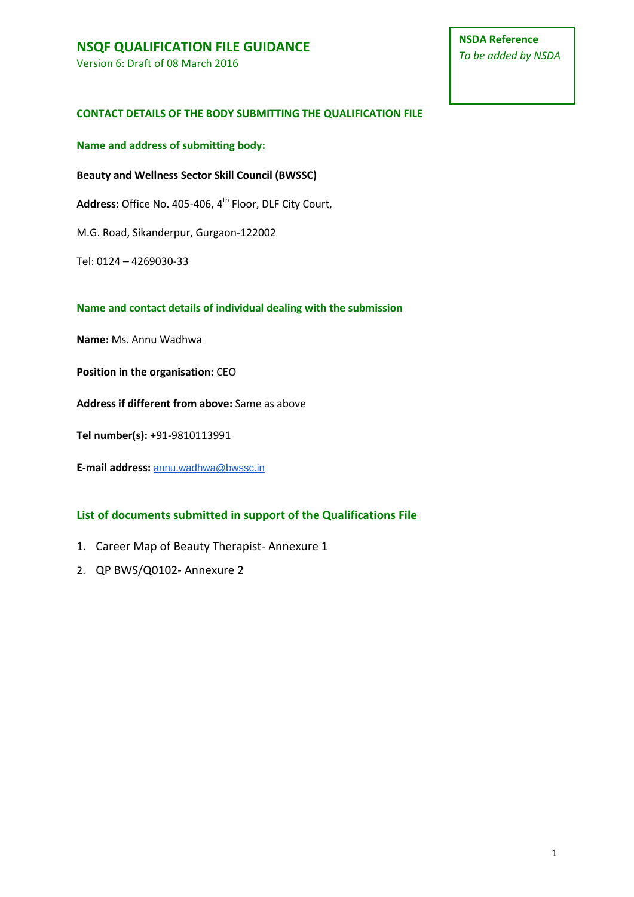# NSQF QUALIFICATION FILE GUIDANCE

Version 6: Draft of 08 March 2016

**NSDA Reference**
*To be added by NSDA*

## CONTACT DETAILS OF THE BODY SUBMITTING THE QUALIFICATION FILE

### Name and address of submitting body:

**Beauty and Wellness Sector Skill Council (BWSSC)**

**Address:** Office No. 405-406, 4th Floor, DLF City Court,

M.G. Road, Sikanderpur, Gurgaon-122002

Tel: 0124 – 4269030-33

### Name and contact details of individual dealing with the submission

**Name:** Ms. Annu Wadhwa

**Position in the organisation:** CEO

**Address if different from above:** Same as above

**Tel number(s):** +91-9810113991

**E-mail address:** annu.wadhwa@bwssc.in

## List of documents submitted in support of the Qualifications File

1. Career Map of Beauty Therapist- Annexure 1
2. QP BWS/Q0102- Annexure 2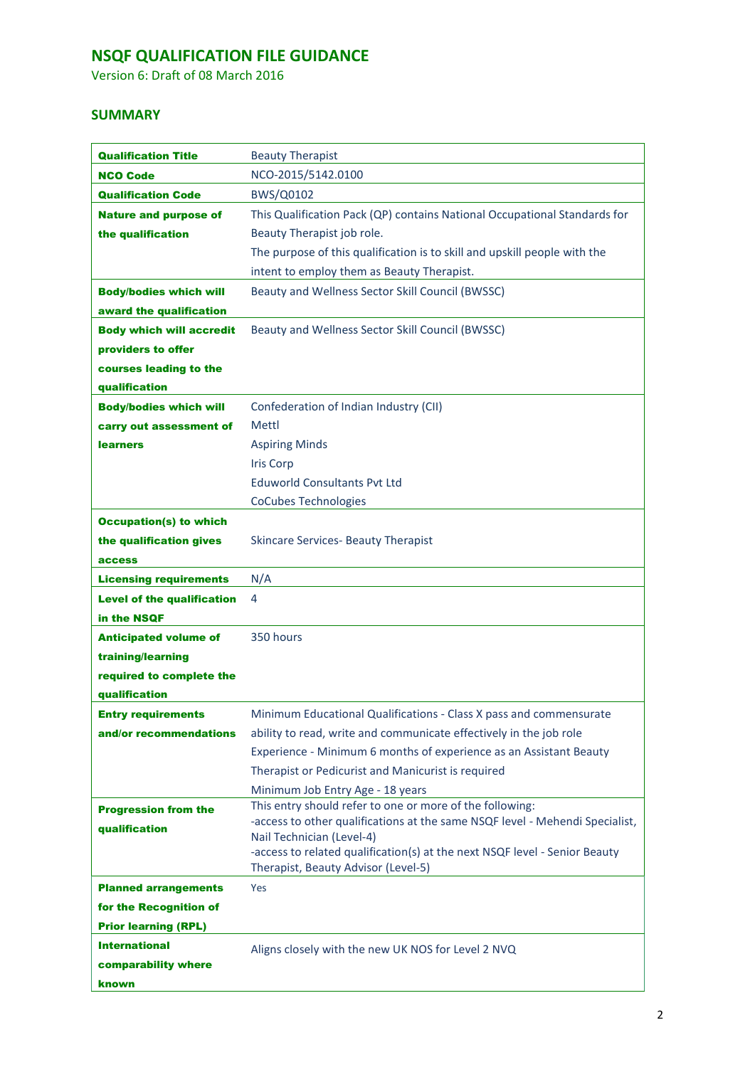# NSQF QUALIFICATION FILE GUIDANCE

Version 6: Draft of 08 March 2016

## SUMMARY

| | |
|---|---|
| **Qualification Title** | Beauty Therapist |
| **NCO Code** | NCO-2015/5142.0100 |
| **Qualification Code** | BWS/Q0102 |
| **Nature and purpose of the qualification** | This Qualification Pack (QP) contains National Occupational Standards for Beauty Therapist job role.<br>The purpose of this qualification is to skill and upskill people with the intent to employ them as Beauty Therapist. |
| **Body/bodies which will award the qualification** | Beauty and Wellness Sector Skill Council (BWSSC) |
| **Body which will accredit providers to offer courses leading to the qualification** | Beauty and Wellness Sector Skill Council (BWSSC) |
| **Body/bodies which will carry out assessment of learners** | Confederation of Indian Industry (CII)<br>Mettl<br>Aspiring Minds<br>Iris Corp<br>Eduworld Consultants Pvt Ltd<br>CoCubes Technologies |
| **Occupation(s) to which the qualification gives access** | Skincare Services- Beauty Therapist |
| **Licensing requirements** | N/A |
| **Level of the qualification in the NSQF** | 4 |
| **Anticipated volume of training/learning required to complete the qualification** | 350 hours |
| **Entry requirements and/or recommendations** | Minimum Educational Qualifications - Class X pass and commensurate ability to read, write and communicate effectively in the job role<br>Experience - Minimum 6 months of experience as an Assistant Beauty Therapist or Pedicurist and Manicurist is required<br>Minimum Job Entry Age - 18 years |
| **Progression from the qualification** | This entry should refer to one or more of the following:<br>-access to other qualifications at the same NSQF level - Mehendi Specialist, Nail Technician (Level-4)<br>-access to related qualification(s) at the next NSQF level - Senior Beauty Therapist, Beauty Advisor (Level-5) |
| **Planned arrangements for the Recognition of Prior learning (RPL)** | Yes |
| **International comparability where known** | Aligns closely with the new UK NOS for Level 2 NVQ |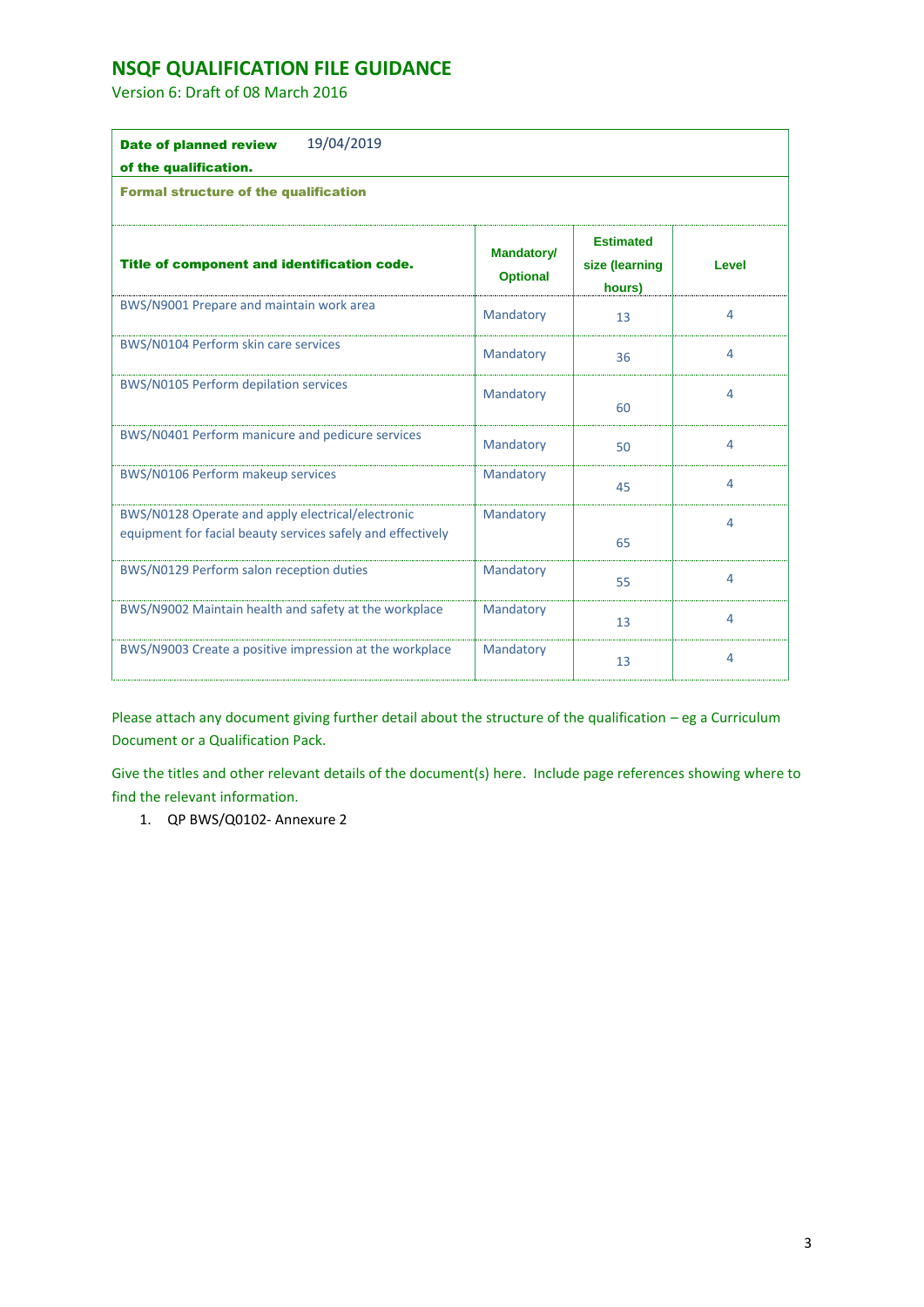# NSQF QUALIFICATION FILE GUIDANCE

Version 6: Draft of 08 March 2016

| **Date of planned review of the qualification.** | 19/04/2019 | | |
|---|---|---|---|
| **Formal structure of the qualification** | | | |
| **Title of component and identification code.** | **Mandatory/ Optional** | **Estimated size (learning hours)** | **Level** |
| BWS/N9001 Prepare and maintain work area | Mandatory | 13 | 4 |
| BWS/N0104 Perform skin care services | Mandatory | 36 | 4 |
| BWS/N0105 Perform depilation services | Mandatory | 60 | 4 |
| BWS/N0401 Perform manicure and pedicure services | Mandatory | 50 | 4 |
| BWS/N0106 Perform makeup services | Mandatory | 45 | 4 |
| BWS/N0128 Operate and apply electrical/electronic equipment for facial beauty services safely and effectively | Mandatory | 65 | 4 |
| BWS/N0129 Perform salon reception duties | Mandatory | 55 | 4 |
| BWS/N9002 Maintain health and safety at the workplace | Mandatory | 13 | 4 |
| BWS/N9003 Create a positive impression at the workplace | Mandatory | 13 | 4 |

Please attach any document giving further detail about the structure of the qualification – eg a Curriculum Document or a Qualification Pack.

Give the titles and other relevant details of the document(s) here. Include page references showing where to find the relevant information.

1. QP BWS/Q0102- Annexure 2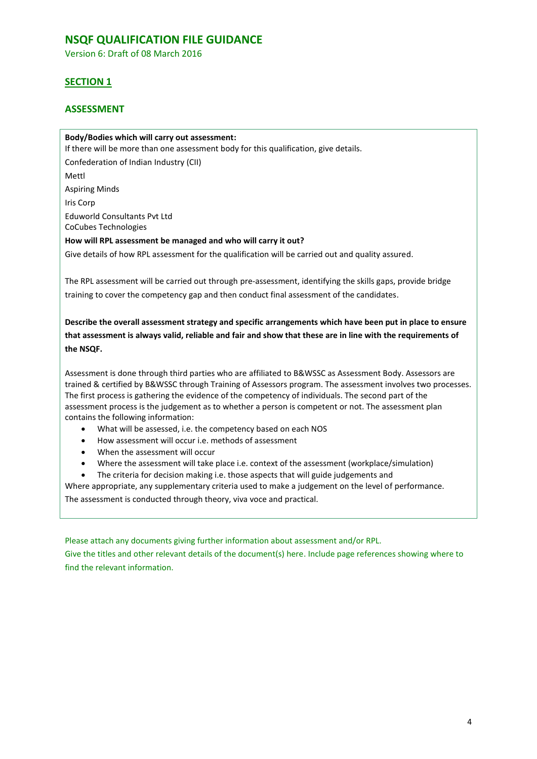# NSQF QUALIFICATION FILE GUIDANCE

Version 6: Draft of 08 March 2016

## SECTION 1

### ASSESSMENT

**Body/Bodies which will carry out assessment:**

If there will be more than one assessment body for this qualification, give details.

Confederation of Indian Industry (CII)

Mettl

Aspiring Minds

Iris Corp

Eduworld Consultants Pvt Ltd
CoCubes Technologies

**How will RPL assessment be managed and who will carry it out?**

Give details of how RPL assessment for the qualification will be carried out and quality assured.

The RPL assessment will be carried out through pre-assessment, identifying the skills gaps, provide bridge training to cover the competency gap and then conduct final assessment of the candidates.

**Describe the overall assessment strategy and specific arrangements which have been put in place to ensure that assessment is always valid, reliable and fair and show that these are in line with the requirements of the NSQF.**

Assessment is done through third parties who are affiliated to B&WSSC as Assessment Body. Assessors are trained & certified by B&WSSC through Training of Assessors program. The assessment involves two processes. The first process is gathering the evidence of the competency of individuals. The second part of the assessment process is the judgement as to whether a person is competent or not. The assessment plan contains the following information:

- What will be assessed, i.e. the competency based on each NOS
- How assessment will occur i.e. methods of assessment
- When the assessment will occur
- Where the assessment will take place i.e. context of the assessment (workplace/simulation)
- The criteria for decision making i.e. those aspects that will guide judgements and

Where appropriate, any supplementary criteria used to make a judgement on the level of performance.

The assessment is conducted through theory, viva voce and practical.

Please attach any documents giving further information about assessment and/or RPL.

Give the titles and other relevant details of the document(s) here. Include page references showing where to find the relevant information.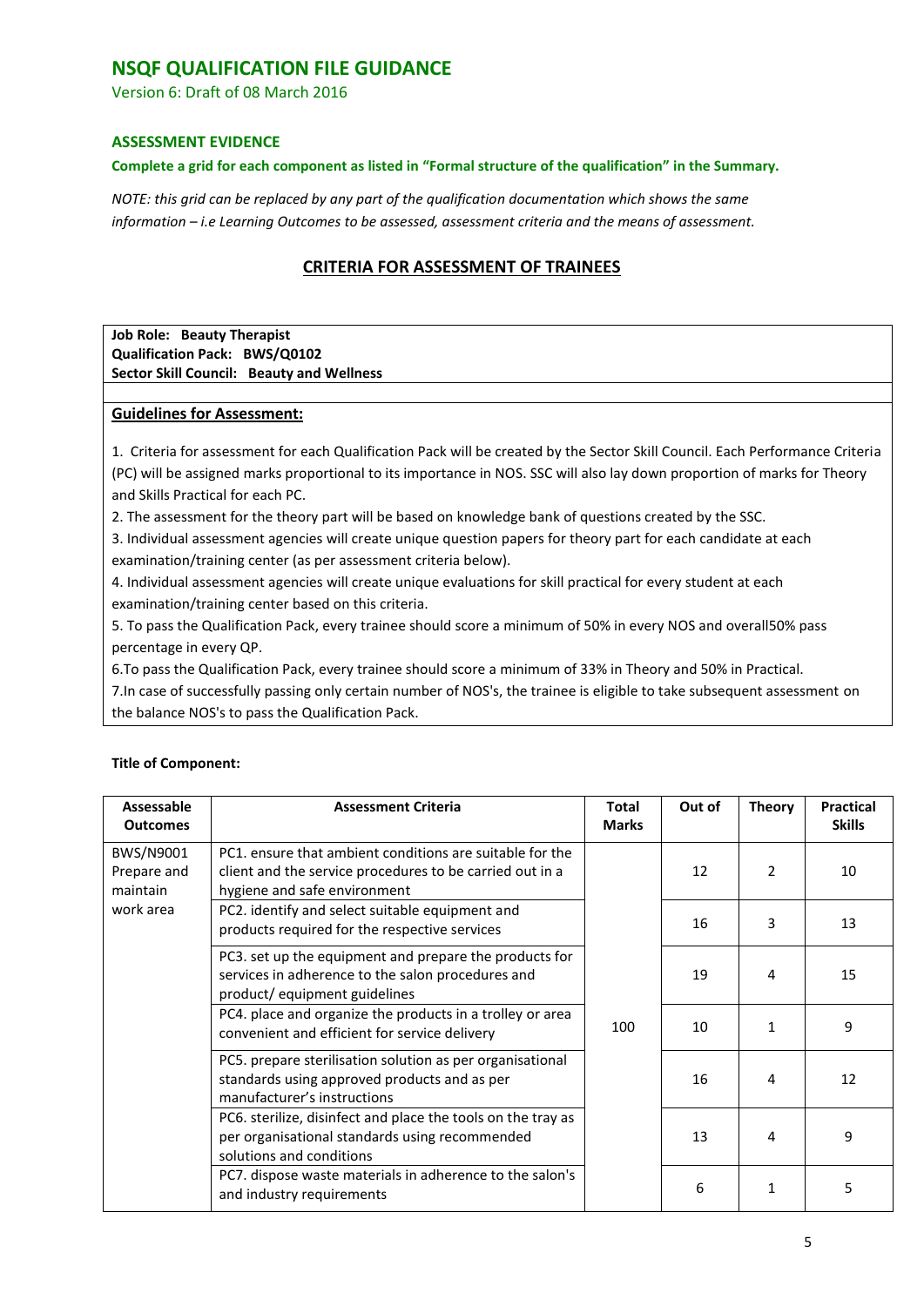# NSQF QUALIFICATION FILE GUIDANCE

Version 6: Draft of 08 March 2016

### ASSESSMENT EVIDENCE

**Complete a grid for each component as listed in "Formal structure of the qualification" in the Summary.**

*NOTE: this grid can be replaced by any part of the qualification documentation which shows the same information – i.e Learning Outcomes to be assessed, assessment criteria and the means of assessment.*

## CRITERIA FOR ASSESSMENT OF TRAINEES

**Job Role: Beauty Therapist**
**Qualification Pack: BWS/Q0102**
**Sector Skill Council: Beauty and Wellness**

**Guidelines for Assessment:**

1. Criteria for assessment for each Qualification Pack will be created by the Sector Skill Council. Each Performance Criteria (PC) will be assigned marks proportional to its importance in NOS. SSC will also lay down proportion of marks for Theory and Skills Practical for each PC.
2. The assessment for the theory part will be based on knowledge bank of questions created by the SSC.
3. Individual assessment agencies will create unique question papers for theory part for each candidate at each examination/training center (as per assessment criteria below).
4. Individual assessment agencies will create unique evaluations for skill practical for every student at each examination/training center based on this criteria.
5. To pass the Qualification Pack, every trainee should score a minimum of 50% in every NOS and overall50% pass percentage in every QP.
6.To pass the Qualification Pack, every trainee should score a minimum of 33% in Theory and 50% in Practical.
7.In case of successfully passing only certain number of NOS's, the trainee is eligible to take subsequent assessment on the balance NOS's to pass the Qualification Pack.

**Title of Component:**

| Assessable Outcomes | Assessment Criteria | Total Marks | Out of | Theory | Practical Skills |
|---|---|---|---|---|---|
| BWS/N9001 Prepare and maintain work area | PC1. ensure that ambient conditions are suitable for the client and the service procedures to be carried out in a hygiene and safe environment | 100 | 12 | 2 | 10 |
| | PC2. identify and select suitable equipment and products required for the respective services | | 16 | 3 | 13 |
| | PC3. set up the equipment and prepare the products for services in adherence to the salon procedures and product/ equipment guidelines | | 19 | 4 | 15 |
| | PC4. place and organize the products in a trolley or area convenient and efficient for service delivery | | 10 | 1 | 9 |
| | PC5. prepare sterilisation solution as per organisational standards using approved products and as per manufacturer's instructions | | 16 | 4 | 12 |
| | PC6. sterilize, disinfect and place the tools on the tray as per organisational standards using recommended solutions and conditions | | 13 | 4 | 9 |
| | PC7. dispose waste materials in adherence to the salon's and industry requirements | | 6 | 1 | 5 |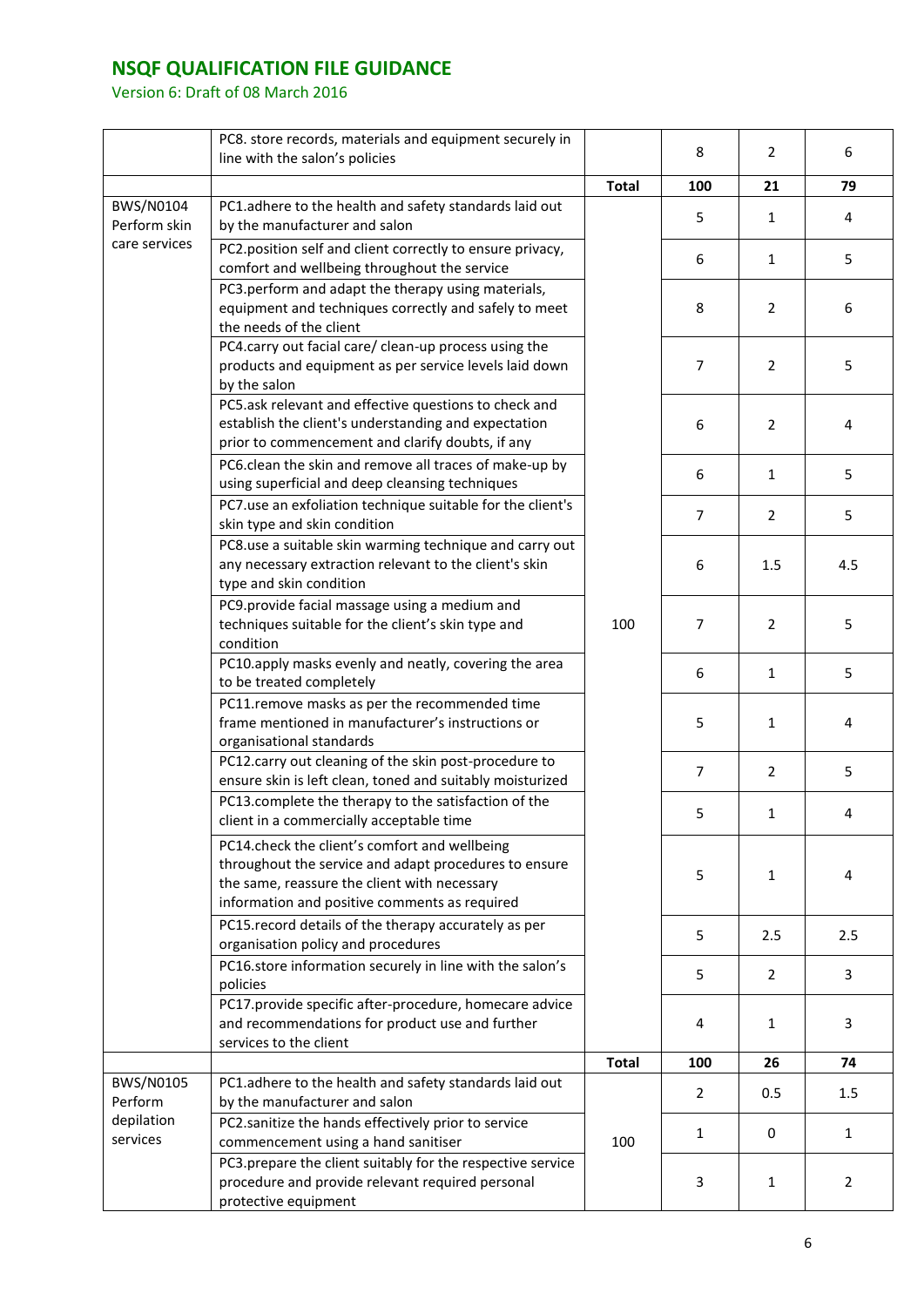| | | | | | |
|---|---|---|---|---|---|
| | PC8. store records, materials and equipment securely in line with the salon's policies | | 8 | 2 | 6 |
| | | **Total** | **100** | **21** | **79** |
| BWS/N0104 Perform skin care services | PC1.adhere to the health and safety standards laid out by the manufacturer and salon | 100 | 5 | 1 | 4 |
| | PC2.position self and client correctly to ensure privacy, comfort and wellbeing throughout the service | | 6 | 1 | 5 |
| | PC3.perform and adapt the therapy using materials, equipment and techniques correctly and safely to meet the needs of the client | | 8 | 2 | 6 |
| | PC4.carry out facial care/ clean-up process using the products and equipment as per service levels laid down by the salon | | 7 | 2 | 5 |
| | PC5.ask relevant and effective questions to check and establish the client's understanding and expectation prior to commencement and clarify doubts, if any | | 6 | 2 | 4 |
| | PC6.clean the skin and remove all traces of make-up by using superficial and deep cleansing techniques | | 6 | 1 | 5 |
| | PC7.use an exfoliation technique suitable for the client's skin type and skin condition | | 7 | 2 | 5 |
| | PC8.use a suitable skin warming technique and carry out any necessary extraction relevant to the client's skin type and skin condition | | 6 | 1.5 | 4.5 |
| | PC9.provide facial massage using a medium and techniques suitable for the client's skin type and condition | | 7 | 2 | 5 |
| | PC10.apply masks evenly and neatly, covering the area to be treated completely | | 6 | 1 | 5 |
| | PC11.remove masks as per the recommended time frame mentioned in manufacturer's instructions or organisational standards | | 5 | 1 | 4 |
| | PC12.carry out cleaning of the skin post-procedure to ensure skin is left clean, toned and suitably moisturized | | 7 | 2 | 5 |
| | PC13.complete the therapy to the satisfaction of the client in a commercially acceptable time | | 5 | 1 | 4 |
| | PC14.check the client's comfort and wellbeing throughout the service and adapt procedures to ensure the same, reassure the client with necessary information and positive comments as required | | 5 | 1 | 4 |
| | PC15.record details of the therapy accurately as per organisation policy and procedures | | 5 | 2.5 | 2.5 |
| | PC16.store information securely in line with the salon's policies | | 5 | 2 | 3 |
| | PC17.provide specific after-procedure, homecare advice and recommendations for product use and further services to the client | | 4 | 1 | 3 |
| | | **Total** | **100** | **26** | **74** |
| BWS/N0105 Perform depilation services | PC1.adhere to the health and safety standards laid out by the manufacturer and salon | 100 | 2 | 0.5 | 1.5 |
| | PC2.sanitize the hands effectively prior to service commencement using a hand sanitiser | | 1 | 0 | 1 |
| | PC3.prepare the client suitably for the respective service procedure and provide relevant required personal protective equipment | | 3 | 1 | 2 |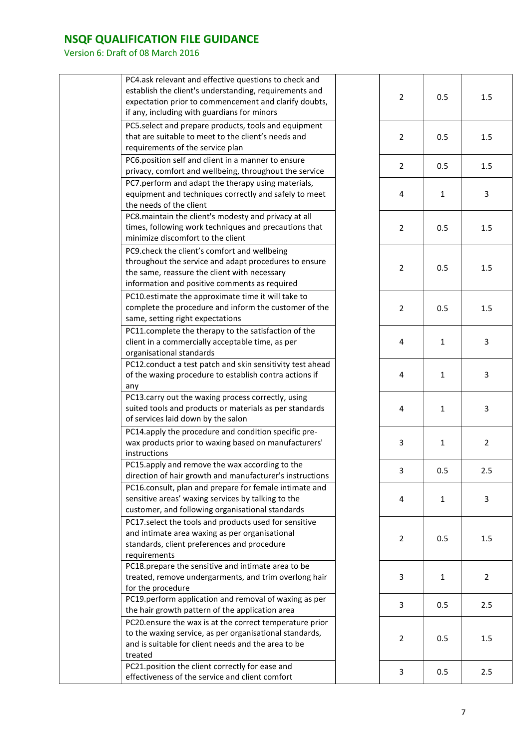| | | | | | |
|---|---|---|---|---|---|
| | PC4.ask relevant and effective questions to check and establish the client's understanding, requirements and expectation prior to commencement and clarify doubts, if any, including with guardians for minors | | 2 | 0.5 | 1.5 |
| | PC5.select and prepare products, tools and equipment that are suitable to meet to the client's needs and requirements of the service plan | | 2 | 0.5 | 1.5 |
| | PC6.position self and client in a manner to ensure privacy, comfort and wellbeing, throughout the service | | 2 | 0.5 | 1.5 |
| | PC7.perform and adapt the therapy using materials, equipment and techniques correctly and safely to meet the needs of the client | | 4 | 1 | 3 |
| | PC8.maintain the client's modesty and privacy at all times, following work techniques and precautions that minimize discomfort to the client | | 2 | 0.5 | 1.5 |
| | PC9.check the client's comfort and wellbeing throughout the service and adapt procedures to ensure the same, reassure the client with necessary information and positive comments as required | | 2 | 0.5 | 1.5 |
| | PC10.estimate the approximate time it will take to complete the procedure and inform the customer of the same, setting right expectations | | 2 | 0.5 | 1.5 |
| | PC11.complete the therapy to the satisfaction of the client in a commercially acceptable time, as per organisational standards | | 4 | 1 | 3 |
| | PC12.conduct a test patch and skin sensitivity test ahead of the waxing procedure to establish contra actions if any | | 4 | 1 | 3 |
| | PC13.carry out the waxing process correctly, using suited tools and products or materials as per standards of services laid down by the salon | | 4 | 1 | 3 |
| | PC14.apply the procedure and condition specific pre-wax products prior to waxing based on manufacturers' instructions | | 3 | 1 | 2 |
| | PC15.apply and remove the wax according to the direction of hair growth and manufacturer's instructions | | 3 | 0.5 | 2.5 |
| | PC16.consult, plan and prepare for female intimate and sensitive areas' waxing services by talking to the customer, and following organisational standards | | 4 | 1 | 3 |
| | PC17.select the tools and products used for sensitive and intimate area waxing as per organisational standards, client preferences and procedure requirements | | 2 | 0.5 | 1.5 |
| | PC18.prepare the sensitive and intimate area to be treated, remove undergarments, and trim overlong hair for the procedure | | 3 | 1 | 2 |
| | PC19.perform application and removal of waxing as per the hair growth pattern of the application area | | 3 | 0.5 | 2.5 |
| | PC20.ensure the wax is at the correct temperature prior to the waxing service, as per organisational standards, and is suitable for client needs and the area to be treated | | 2 | 0.5 | 1.5 |
| | PC21.position the client correctly for ease and effectiveness of the service and client comfort | | 3 | 0.5 | 2.5 |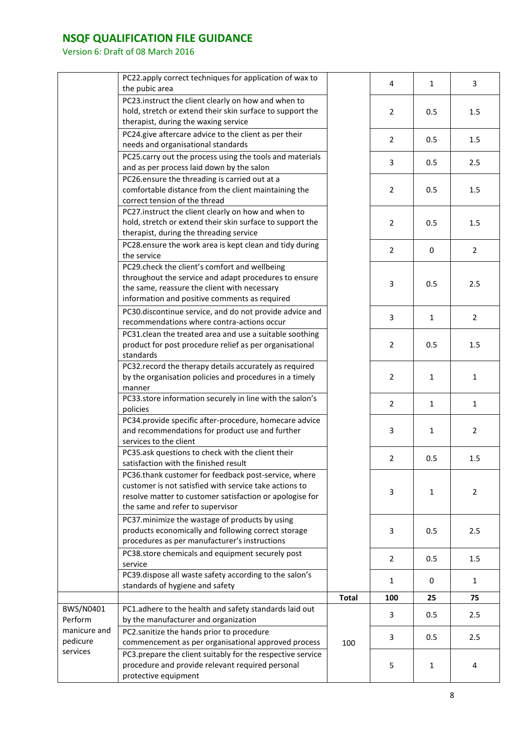| | | | | | |
|---|---|---|---|---|---|
| | PC22.apply correct techniques for application of wax to the pubic area | | 4 | 1 | 3 |
| | PC23.instruct the client clearly on how and when to hold, stretch or extend their skin surface to support the therapist, during the waxing service | | 2 | 0.5 | 1.5 |
| | PC24.give aftercare advice to the client as per their needs and organisational standards | | 2 | 0.5 | 1.5 |
| | PC25.carry out the process using the tools and materials and as per process laid down by the salon | | 3 | 0.5 | 2.5 |
| | PC26.ensure the threading is carried out at a comfortable distance from the client maintaining the correct tension of the thread | | 2 | 0.5 | 1.5 |
| | PC27.instruct the client clearly on how and when to hold, stretch or extend their skin surface to support the therapist, during the threading service | | 2 | 0.5 | 1.5 |
| | PC28.ensure the work area is kept clean and tidy during the service | | 2 | 0 | 2 |
| | PC29.check the client's comfort and wellbeing throughout the service and adapt procedures to ensure the same, reassure the client with necessary information and positive comments as required | | 3 | 0.5 | 2.5 |
| | PC30.discontinue service, and do not provide advice and recommendations where contra-actions occur | | 3 | 1 | 2 |
| | PC31.clean the treated area and use a suitable soothing product for post procedure relief as per organisational standards | | 2 | 0.5 | 1.5 |
| | PC32.record the therapy details accurately as required by the organisation policies and procedures in a timely manner | | 2 | 1 | 1 |
| | PC33.store information securely in line with the salon's policies | | 2 | 1 | 1 |
| | PC34.provide specific after-procedure, homecare advice and recommendations for product use and further services to the client | | 3 | 1 | 2 |
| | PC35.ask questions to check with the client their satisfaction with the finished result | | 2 | 0.5 | 1.5 |
| | PC36.thank customer for feedback post-service, where customer is not satisfied with service take actions to resolve matter to customer satisfaction or apologise for the same and refer to supervisor | | 3 | 1 | 2 |
| | PC37.minimize the wastage of products by using products economically and following correct storage procedures as per manufacturer's instructions | | 3 | 0.5 | 2.5 |
| | PC38.store chemicals and equipment securely post service | | 2 | 0.5 | 1.5 |
| | PC39.dispose all waste safety according to the salon's standards of hygiene and safety | | 1 | 0 | 1 |
| | | **Total** | **100** | **25** | **75** |
| BWS/N0401 Perform manicure and pedicure services | PC1.adhere to the health and safety standards laid out by the manufacturer and organization | 100 | 3 | 0.5 | 2.5 |
| | PC2.sanitize the hands prior to procedure commencement as per organisational approved process | | 3 | 0.5 | 2.5 |
| | PC3.prepare the client suitably for the respective service procedure and provide relevant required personal protective equipment | | 5 | 1 | 4 |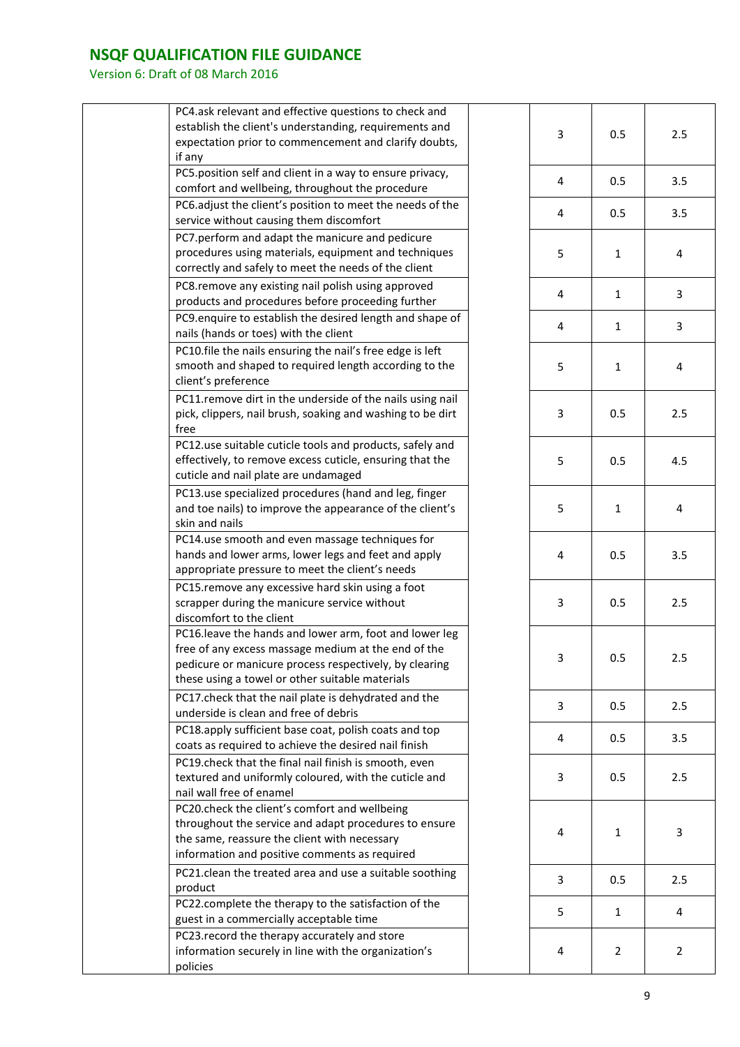| | | | | | |
|---|---|---|---|---|---|
| | PC4.ask relevant and effective questions to check and establish the client's understanding, requirements and expectation prior to commencement and clarify doubts, if any | | 3 | 0.5 | 2.5 |
| | PC5.position self and client in a way to ensure privacy, comfort and wellbeing, throughout the procedure | | 4 | 0.5 | 3.5 |
| | PC6.adjust the client's position to meet the needs of the service without causing them discomfort | | 4 | 0.5 | 3.5 |
| | PC7.perform and adapt the manicure and pedicure procedures using materials, equipment and techniques correctly and safely to meet the needs of the client | | 5 | 1 | 4 |
| | PC8.remove any existing nail polish using approved products and procedures before proceeding further | | 4 | 1 | 3 |
| | PC9.enquire to establish the desired length and shape of nails (hands or toes) with the client | | 4 | 1 | 3 |
| | PC10.file the nails ensuring the nail's free edge is left smooth and shaped to required length according to the client's preference | | 5 | 1 | 4 |
| | PC11.remove dirt in the underside of the nails using nail pick, clippers, nail brush, soaking and washing to be dirt free | | 3 | 0.5 | 2.5 |
| | PC12.use suitable cuticle tools and products, safely and effectively, to remove excess cuticle, ensuring that the cuticle and nail plate are undamaged | | 5 | 0.5 | 4.5 |
| | PC13.use specialized procedures (hand and leg, finger and toe nails) to improve the appearance of the client's skin and nails | | 5 | 1 | 4 |
| | PC14.use smooth and even massage techniques for hands and lower arms, lower legs and feet and apply appropriate pressure to meet the client's needs | | 4 | 0.5 | 3.5 |
| | PC15.remove any excessive hard skin using a foot scrapper during the manicure service without discomfort to the client | | 3 | 0.5 | 2.5 |
| | PC16.leave the hands and lower arm, foot and lower leg free of any excess massage medium at the end of the pedicure or manicure process respectively, by clearing these using a towel or other suitable materials | | 3 | 0.5 | 2.5 |
| | PC17.check that the nail plate is dehydrated and the underside is clean and free of debris | | 3 | 0.5 | 2.5 |
| | PC18.apply sufficient base coat, polish coats and top coats as required to achieve the desired nail finish | | 4 | 0.5 | 3.5 |
| | PC19.check that the final nail finish is smooth, even textured and uniformly coloured, with the cuticle and nail wall free of enamel | | 3 | 0.5 | 2.5 |
| | PC20.check the client's comfort and wellbeing throughout the service and adapt procedures to ensure the same, reassure the client with necessary information and positive comments as required | | 4 | 1 | 3 |
| | PC21.clean the treated area and use a suitable soothing product | | 3 | 0.5 | 2.5 |
| | PC22.complete the therapy to the satisfaction of the guest in a commercially acceptable time | | 5 | 1 | 4 |
| | PC23.record the therapy accurately and store information securely in line with the organization's policies | | 4 | 2 | 2 |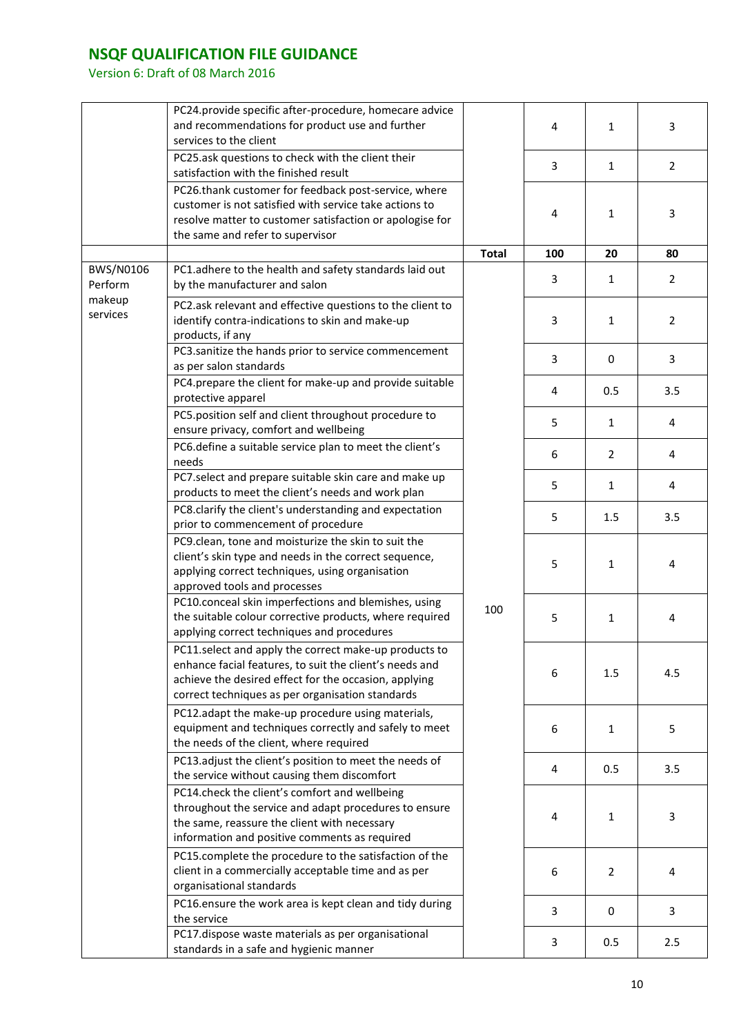| | | | | | |
|---|---|---|---|---|---|
| | PC24.provide specific after-procedure, homecare advice and recommendations for product use and further services to the client | | 4 | 1 | 3 |
| | PC25.ask questions to check with the client their satisfaction with the finished result | | 3 | 1 | 2 |
| | PC26.thank customer for feedback post-service, where customer is not satisfied with service take actions to resolve matter to customer satisfaction or apologise for the same and refer to supervisor | | 4 | 1 | 3 |
| | | **Total** | **100** | **20** | **80** |
| BWS/N0106 Perform makeup services | PC1.adhere to the health and safety standards laid out by the manufacturer and salon | 100 | 3 | 1 | 2 |
| | PC2.ask relevant and effective questions to the client to identify contra-indications to skin and make-up products, if any | | 3 | 1 | 2 |
| | PC3.sanitize the hands prior to service commencement as per salon standards | | 3 | 0 | 3 |
| | PC4.prepare the client for make-up and provide suitable protective apparel | | 4 | 0.5 | 3.5 |
| | PC5.position self and client throughout procedure to ensure privacy, comfort and wellbeing | | 5 | 1 | 4 |
| | PC6.define a suitable service plan to meet the client's needs | | 6 | 2 | 4 |
| | PC7.select and prepare suitable skin care and make up products to meet the client's needs and work plan | | 5 | 1 | 4 |
| | PC8.clarify the client's understanding and expectation prior to commencement of procedure | | 5 | 1.5 | 3.5 |
| | PC9.clean, tone and moisturize the skin to suit the client's skin type and needs in the correct sequence, applying correct techniques, using organisation approved tools and processes | | 5 | 1 | 4 |
| | PC10.conceal skin imperfections and blemishes, using the suitable colour corrective products, where required applying correct techniques and procedures | | 5 | 1 | 4 |
| | PC11.select and apply the correct make-up products to enhance facial features, to suit the client's needs and achieve the desired effect for the occasion, applying correct techniques as per organisation standards | | 6 | 1.5 | 4.5 |
| | PC12.adapt the make-up procedure using materials, equipment and techniques correctly and safely to meet the needs of the client, where required | | 6 | 1 | 5 |
| | PC13.adjust the client's position to meet the needs of the service without causing them discomfort | | 4 | 0.5 | 3.5 |
| | PC14.check the client's comfort and wellbeing throughout the service and adapt procedures to ensure the same, reassure the client with necessary information and positive comments as required | | 4 | 1 | 3 |
| | PC15.complete the procedure to the satisfaction of the client in a commercially acceptable time and as per organisational standards | | 6 | 2 | 4 |
| | PC16.ensure the work area is kept clean and tidy during the service | | 3 | 0 | 3 |
| | PC17.dispose waste materials as per organisational standards in a safe and hygienic manner | | 3 | 0.5 | 2.5 |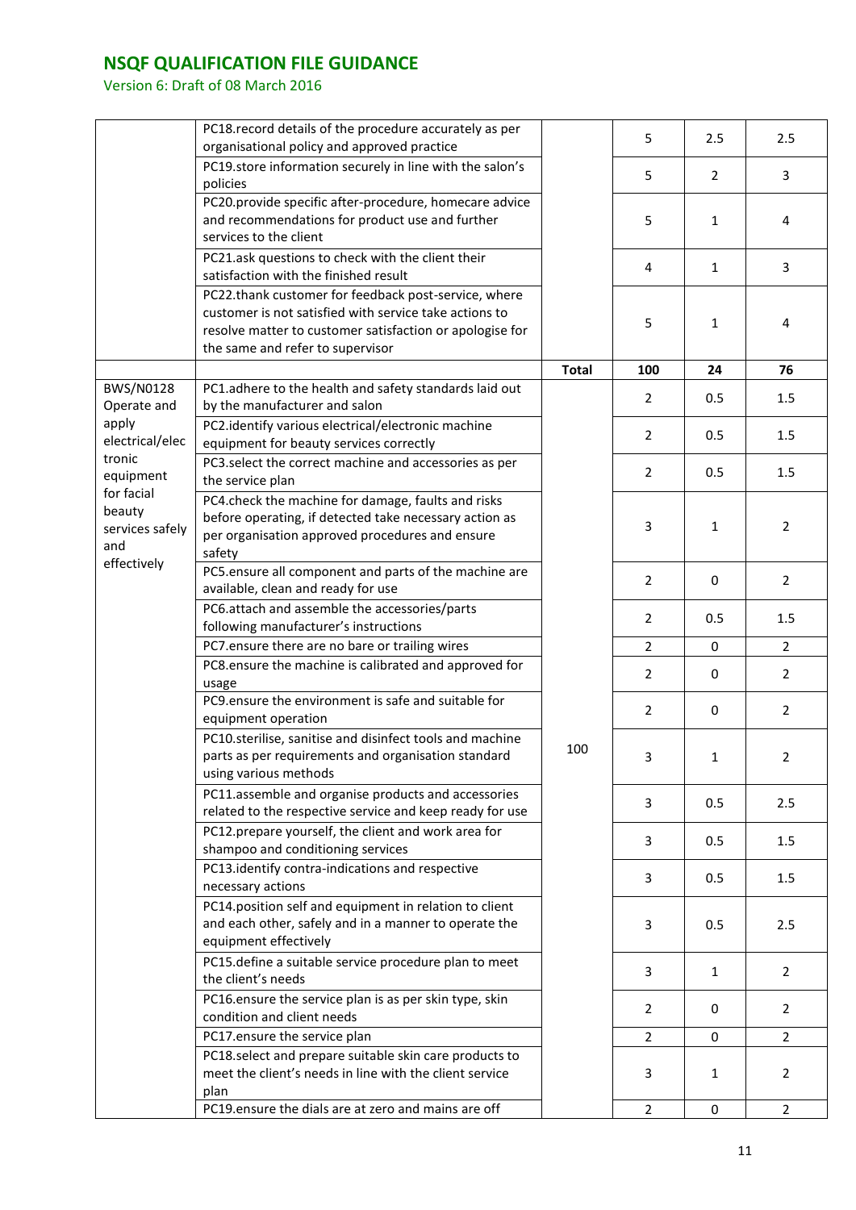| | | | | | |
|---|---|---|---|---|---|
| | PC18.record details of the procedure accurately as per organisational policy and approved practice | | 5 | 2.5 | 2.5 |
| | PC19.store information securely in line with the salon's policies | | 5 | 2 | 3 |
| | PC20.provide specific after-procedure, homecare advice and recommendations for product use and further services to the client | | 5 | 1 | 4 |
| | PC21.ask questions to check with the client their satisfaction with the finished result | | 4 | 1 | 3 |
| | PC22.thank customer for feedback post-service, where customer is not satisfied with service take actions to resolve matter to customer satisfaction or apologise for the same and refer to supervisor | | 5 | 1 | 4 |
| | | **Total** | **100** | **24** | **76** |
| BWS/N0128 Operate and apply electrical/electronic equipment for facial beauty services safely and effectively | PC1.adhere to the health and safety standards laid out by the manufacturer and salon | 100 | 2 | 0.5 | 1.5 |
| | PC2.identify various electrical/electronic machine equipment for beauty services correctly | | 2 | 0.5 | 1.5 |
| | PC3.select the correct machine and accessories as per the service plan | | 2 | 0.5 | 1.5 |
| | PC4.check the machine for damage, faults and risks before operating, if detected take necessary action as per organisation approved procedures and ensure safety | | 3 | 1 | 2 |
| | PC5.ensure all component and parts of the machine are available, clean and ready for use | | 2 | 0 | 2 |
| | PC6.attach and assemble the accessories/parts following manufacturer's instructions | | 2 | 0.5 | 1.5 |
| | PC7.ensure there are no bare or trailing wires | | 2 | 0 | 2 |
| | PC8.ensure the machine is calibrated and approved for usage | | 2 | 0 | 2 |
| | PC9.ensure the environment is safe and suitable for equipment operation | | 2 | 0 | 2 |
| | PC10.sterilise, sanitise and disinfect tools and machine parts as per requirements and organisation standard using various methods | | 3 | 1 | 2 |
| | PC11.assemble and organise products and accessories related to the respective service and keep ready for use | | 3 | 0.5 | 2.5 |
| | PC12.prepare yourself, the client and work area for shampoo and conditioning services | | 3 | 0.5 | 1.5 |
| | PC13.identify contra-indications and respective necessary actions | | 3 | 0.5 | 1.5 |
| | PC14.position self and equipment in relation to client and each other, safely and in a manner to operate the equipment effectively | | 3 | 0.5 | 2.5 |
| | PC15.define a suitable service procedure plan to meet the client's needs | | 3 | 1 | 2 |
| | PC16.ensure the service plan is as per skin type, skin condition and client needs | | 2 | 0 | 2 |
| | PC17.ensure the service plan | | 2 | 0 | 2 |
| | PC18.select and prepare suitable skin care products to meet the client's needs in line with the client service plan | | 3 | 1 | 2 |
| | PC19.ensure the dials are at zero and mains are off | | 2 | 0 | 2 |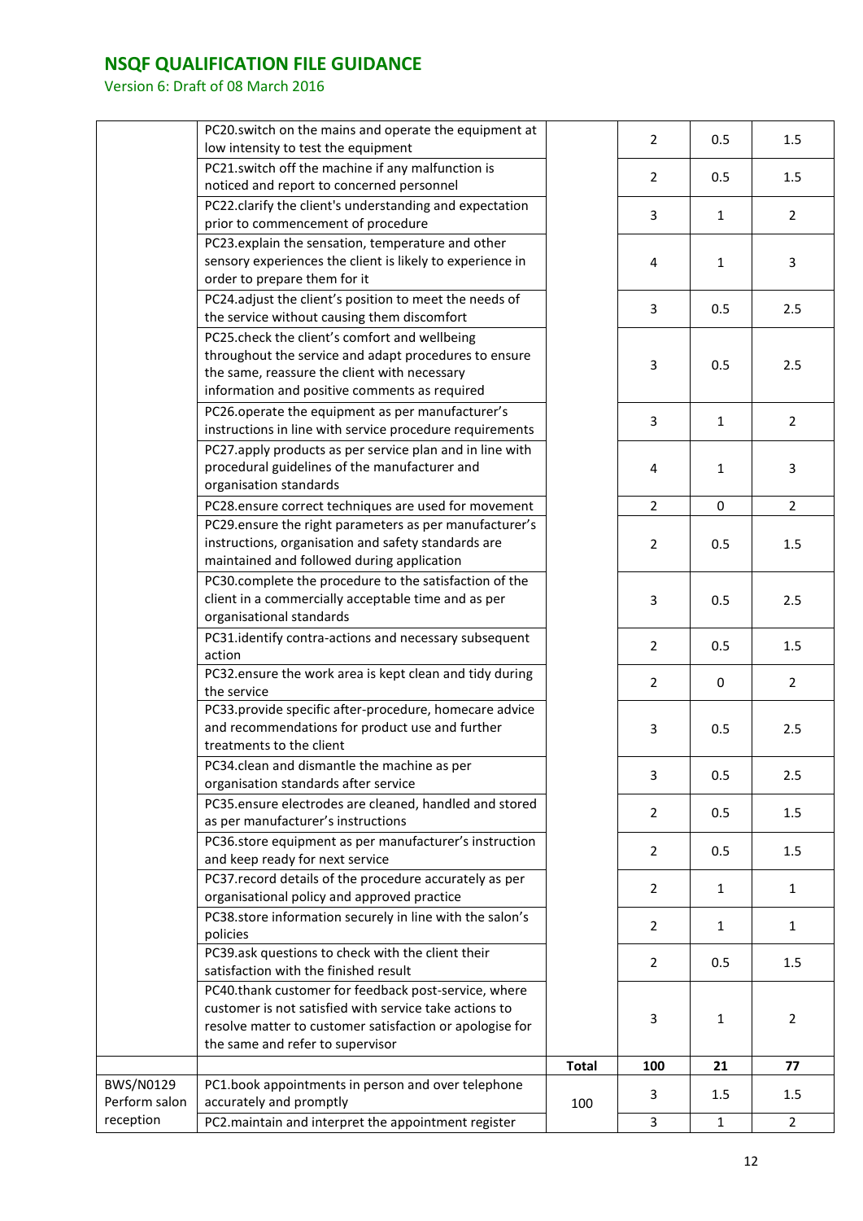# NSQF QUALIFICATION FILE GUIDANCE

Version 6: Draft of 08 March 2016

| | | | | | |
|---|---|---|---|---|---|
| | PC20.switch on the mains and operate the equipment at low intensity to test the equipment | | 2 | 0.5 | 1.5 |
| | PC21.switch off the machine if any malfunction is noticed and report to concerned personnel | | 2 | 0.5 | 1.5 |
| | PC22.clarify the client's understanding and expectation prior to commencement of procedure | | 3 | 1 | 2 |
| | PC23.explain the sensation, temperature and other sensory experiences the client is likely to experience in order to prepare them for it | | 4 | 1 | 3 |
| | PC24.adjust the client's position to meet the needs of the service without causing them discomfort | | 3 | 0.5 | 2.5 |
| | PC25.check the client's comfort and wellbeing throughout the service and adapt procedures to ensure the same, reassure the client with necessary information and positive comments as required | | 3 | 0.5 | 2.5 |
| | PC26.operate the equipment as per manufacturer's instructions in line with service procedure requirements | | 3 | 1 | 2 |
| | PC27.apply products as per service plan and in line with procedural guidelines of the manufacturer and organisation standards | | 4 | 1 | 3 |
| | PC28.ensure correct techniques are used for movement | | 2 | 0 | 2 |
| | PC29.ensure the right parameters as per manufacturer's instructions, organisation and safety standards are maintained and followed during application | | 2 | 0.5 | 1.5 |
| | PC30.complete the procedure to the satisfaction of the client in a commercially acceptable time and as per organisational standards | | 3 | 0.5 | 2.5 |
| | PC31.identify contra-actions and necessary subsequent action | | 2 | 0.5 | 1.5 |
| | PC32.ensure the work area is kept clean and tidy during the service | | 2 | 0 | 2 |
| | PC33.provide specific after-procedure, homecare advice and recommendations for product use and further treatments to the client | | 3 | 0.5 | 2.5 |
| | PC34.clean and dismantle the machine as per organisation standards after service | | 3 | 0.5 | 2.5 |
| | PC35.ensure electrodes are cleaned, handled and stored as per manufacturer's instructions | | 2 | 0.5 | 1.5 |
| | PC36.store equipment as per manufacturer's instruction and keep ready for next service | | 2 | 0.5 | 1.5 |
| | PC37.record details of the procedure accurately as per organisational policy and approved practice | | 2 | 1 | 1 |
| | PC38.store information securely in line with the salon's policies | | 2 | 1 | 1 |
| | PC39.ask questions to check with the client their satisfaction with the finished result | | 2 | 0.5 | 1.5 |
| | PC40.thank customer for feedback post-service, where customer is not satisfied with service take actions to resolve matter to customer satisfaction or apologise for the same and refer to supervisor | | 3 | 1 | 2 |
| | | **Total** | **100** | **21** | **77** |
| BWS/N0129 Perform salon reception | PC1.book appointments in person and over telephone accurately and promptly | 100 | 3 | 1.5 | 1.5 |
| | PC2.maintain and interpret the appointment register | | 3 | 1 | 2 |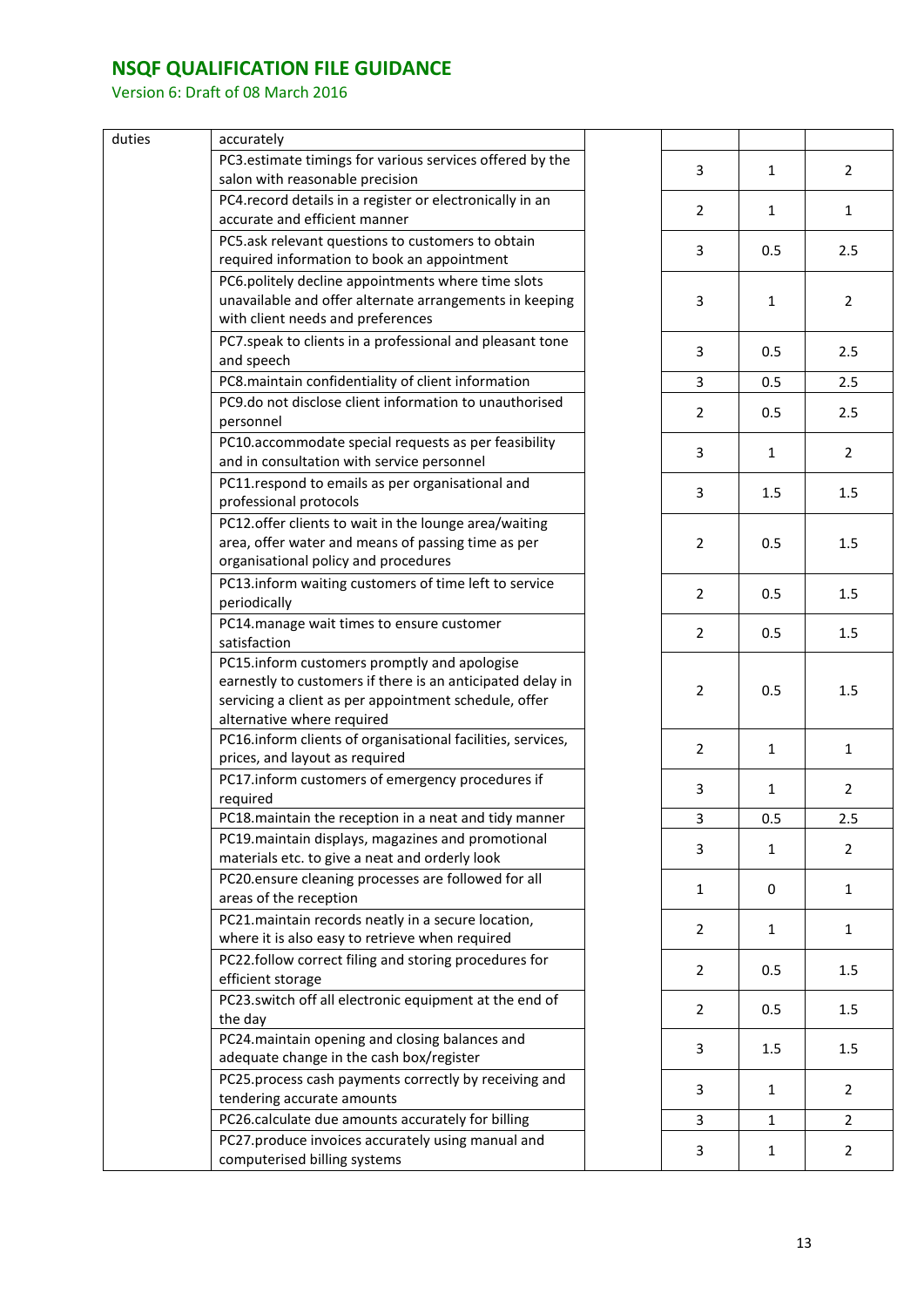| | | | | | |
|---|---|---|---|---|---|
| duties | accurately | | | | |
| | PC3.estimate timings for various services offered by the salon with reasonable precision | | 3 | 1 | 2 |
| | PC4.record details in a register or electronically in an accurate and efficient manner | | 2 | 1 | 1 |
| | PC5.ask relevant questions to customers to obtain required information to book an appointment | | 3 | 0.5 | 2.5 |
| | PC6.politely decline appointments where time slots unavailable and offer alternate arrangements in keeping with client needs and preferences | | 3 | 1 | 2 |
| | PC7.speak to clients in a professional and pleasant tone and speech | | 3 | 0.5 | 2.5 |
| | PC8.maintain confidentiality of client information | | 3 | 0.5 | 2.5 |
| | PC9.do not disclose client information to unauthorised personnel | | 2 | 0.5 | 2.5 |
| | PC10.accommodate special requests as per feasibility and in consultation with service personnel | | 3 | 1 | 2 |
| | PC11.respond to emails as per organisational and professional protocols | | 3 | 1.5 | 1.5 |
| | PC12.offer clients to wait in the lounge area/waiting area, offer water and means of passing time as per organisational policy and procedures | | 2 | 0.5 | 1.5 |
| | PC13.inform waiting customers of time left to service periodically | | 2 | 0.5 | 1.5 |
| | PC14.manage wait times to ensure customer satisfaction | | 2 | 0.5 | 1.5 |
| | PC15.inform customers promptly and apologise earnestly to customers if there is an anticipated delay in servicing a client as per appointment schedule, offer alternative where required | | 2 | 0.5 | 1.5 |
| | PC16.inform clients of organisational facilities, services, prices, and layout as required | | 2 | 1 | 1 |
| | PC17.inform customers of emergency procedures if required | | 3 | 1 | 2 |
| | PC18.maintain the reception in a neat and tidy manner | | 3 | 0.5 | 2.5 |
| | PC19.maintain displays, magazines and promotional materials etc. to give a neat and orderly look | | 3 | 1 | 2 |
| | PC20.ensure cleaning processes are followed for all areas of the reception | | 1 | 0 | 1 |
| | PC21.maintain records neatly in a secure location, where it is also easy to retrieve when required | | 2 | 1 | 1 |
| | PC22.follow correct filing and storing procedures for efficient storage | | 2 | 0.5 | 1.5 |
| | PC23.switch off all electronic equipment at the end of the day | | 2 | 0.5 | 1.5 |
| | PC24.maintain opening and closing balances and adequate change in the cash box/register | | 3 | 1.5 | 1.5 |
| | PC25.process cash payments correctly by receiving and tendering accurate amounts | | 3 | 1 | 2 |
| | PC26.calculate due amounts accurately for billing | | 3 | 1 | 2 |
| | PC27.produce invoices accurately using manual and computerised billing systems | | 3 | 1 | 2 |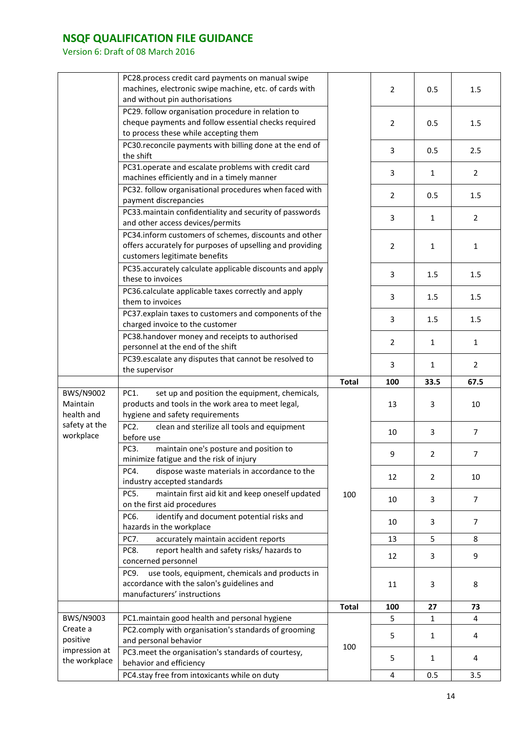| | | | | | |
|---|---|---|---|---|---|
| | PC28.process credit card payments on manual swipe machines, electronic swipe machine, etc. of cards with and without pin authorisations | | 2 | 0.5 | 1.5 |
| | PC29. follow organisation procedure in relation to cheque payments and follow essential checks required to process these while accepting them | | 2 | 0.5 | 1.5 |
| | PC30.reconcile payments with billing done at the end of the shift | | 3 | 0.5 | 2.5 |
| | PC31.operate and escalate problems with credit card machines efficiently and in a timely manner | | 3 | 1 | 2 |
| | PC32. follow organisational procedures when faced with payment discrepancies | | 2 | 0.5 | 1.5 |
| | PC33.maintain confidentiality and security of passwords and other access devices/permits | | 3 | 1 | 2 |
| | PC34.inform customers of schemes, discounts and other offers accurately for purposes of upselling and providing customers legitimate benefits | | 2 | 1 | 1 |
| | PC35.accurately calculate applicable discounts and apply these to invoices | | 3 | 1.5 | 1.5 |
| | PC36.calculate applicable taxes correctly and apply them to invoices | | 3 | 1.5 | 1.5 |
| | PC37.explain taxes to customers and components of the charged invoice to the customer | | 3 | 1.5 | 1.5 |
| | PC38.handover money and receipts to authorised personnel at the end of the shift | | 2 | 1 | 1 |
| | PC39.escalate any disputes that cannot be resolved to the supervisor | | 3 | 1 | 2 |
| | | **Total** | **100** | **33.5** | **67.5** |
| BWS/N9002 Maintain health and safety at the workplace | PC1. set up and position the equipment, chemicals, products and tools in the work area to meet legal, hygiene and safety requirements | 100 | 13 | 3 | 10 |
| | PC2. clean and sterilize all tools and equipment before use | | 10 | 3 | 7 |
| | PC3. maintain one's posture and position to minimize fatigue and the risk of injury | | 9 | 2 | 7 |
| | PC4. dispose waste materials in accordance to the industry accepted standards | | 12 | 2 | 10 |
| | PC5. maintain first aid kit and keep oneself updated on the first aid procedures | | 10 | 3 | 7 |
| | PC6. identify and document potential risks and hazards in the workplace | | 10 | 3 | 7 |
| | PC7. accurately maintain accident reports | | 13 | 5 | 8 |
| | PC8. report health and safety risks/ hazards to concerned personnel | | 12 | 3 | 9 |
| | PC9. use tools, equipment, chemicals and products in accordance with the salon's guidelines and manufacturers' instructions | | 11 | 3 | 8 |
| | | **Total** | **100** | **27** | **73** |
| BWS/N9003 Create a positive impression at the workplace | PC1.maintain good health and personal hygiene | 100 | 5 | 1 | 4 |
| | PC2.comply with organisation's standards of grooming and personal behavior | | 5 | 1 | 4 |
| | PC3.meet the organisation's standards of courtesy, behavior and efficiency | | 5 | 1 | 4 |
| | PC4.stay free from intoxicants while on duty | | 4 | 0.5 | 3.5 |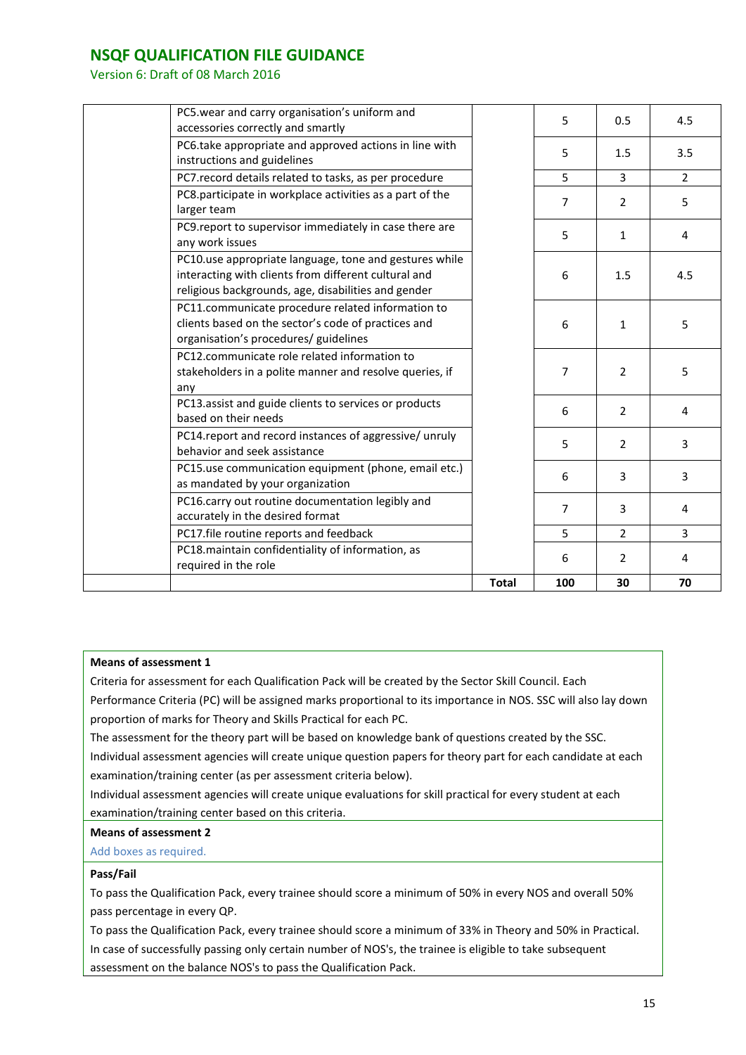| | | | | | |
|---|---|---|---|---|---|
| | PC5.wear and carry organisation's uniform and accessories correctly and smartly | | 5 | 0.5 | 4.5 |
| | PC6.take appropriate and approved actions in line with instructions and guidelines | | 5 | 1.5 | 3.5 |
| | PC7.record details related to tasks, as per procedure | | 5 | 3 | 2 |
| | PC8.participate in workplace activities as a part of the larger team | | 7 | 2 | 5 |
| | PC9.report to supervisor immediately in case there are any work issues | | 5 | 1 | 4 |
| | PC10.use appropriate language, tone and gestures while interacting with clients from different cultural and religious backgrounds, age, disabilities and gender | | 6 | 1.5 | 4.5 |
| | PC11.communicate procedure related information to clients based on the sector's code of practices and organisation's procedures/ guidelines | | 6 | 1 | 5 |
| | PC12.communicate role related information to stakeholders in a polite manner and resolve queries, if any | | 7 | 2 | 5 |
| | PC13.assist and guide clients to services or products based on their needs | | 6 | 2 | 4 |
| | PC14.report and record instances of aggressive/ unruly behavior and seek assistance | | 5 | 2 | 3 |
| | PC15.use communication equipment (phone, email etc.) as mandated by your organization | | 6 | 3 | 3 |
| | PC16.carry out routine documentation legibly and accurately in the desired format | | 7 | 3 | 4 |
| | PC17.file routine reports and feedback | | 5 | 2 | 3 |
| | PC18.maintain confidentiality of information, as required in the role | | 6 | 2 | 4 |
| | | **Total** | **100** | **30** | **70** |

**Means of assessment 1**

Criteria for assessment for each Qualification Pack will be created by the Sector Skill Council. Each Performance Criteria (PC) will be assigned marks proportional to its importance in NOS. SSC will also lay down proportion of marks for Theory and Skills Practical for each PC.

The assessment for the theory part will be based on knowledge bank of questions created by the SSC.

Individual assessment agencies will create unique question papers for theory part for each candidate at each examination/training center (as per assessment criteria below).

Individual assessment agencies will create unique evaluations for skill practical for every student at each examination/training center based on this criteria.

**Means of assessment 2**

Add boxes as required.

**Pass/Fail**

To pass the Qualification Pack, every trainee should score a minimum of 50% in every NOS and overall 50% pass percentage in every QP.

To pass the Qualification Pack, every trainee should score a minimum of 33% in Theory and 50% in Practical.

In case of successfully passing only certain number of NOS's, the trainee is eligible to take subsequent assessment on the balance NOS's to pass the Qualification Pack.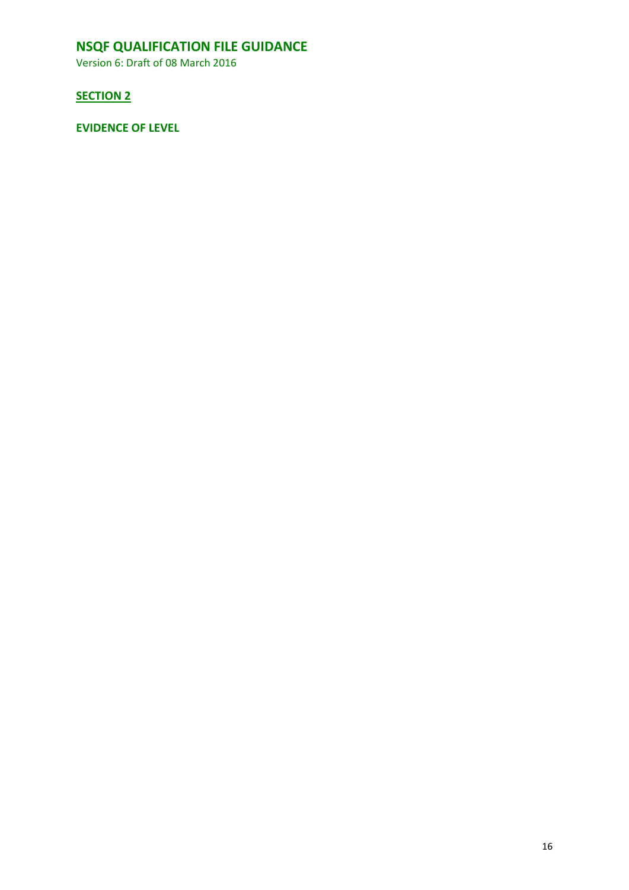## SECTION 2

**EVIDENCE OF LEVEL**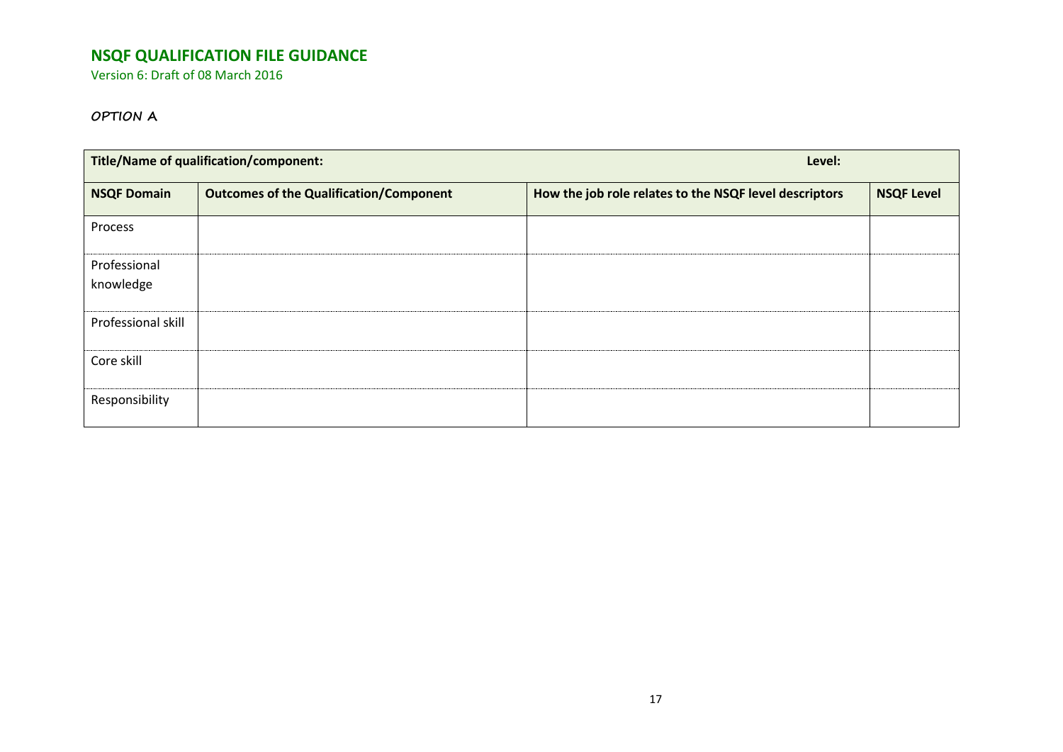# NSQF QUALIFICATION FILE GUIDANCE

Version 6: Draft of 08 March 2016

**OPTION A**

| Title/Name of qualification/component: | | Level: | |
|---|---|---|---|
| **NSQF Domain** | **Outcomes of the Qualification/Component** | **How the job role relates to the NSQF level descriptors** | **NSQF Level** |
| Process | | | |
| Professional knowledge | | | |
| Professional skill | | | |
| Core skill | | | |
| Responsibility | | | |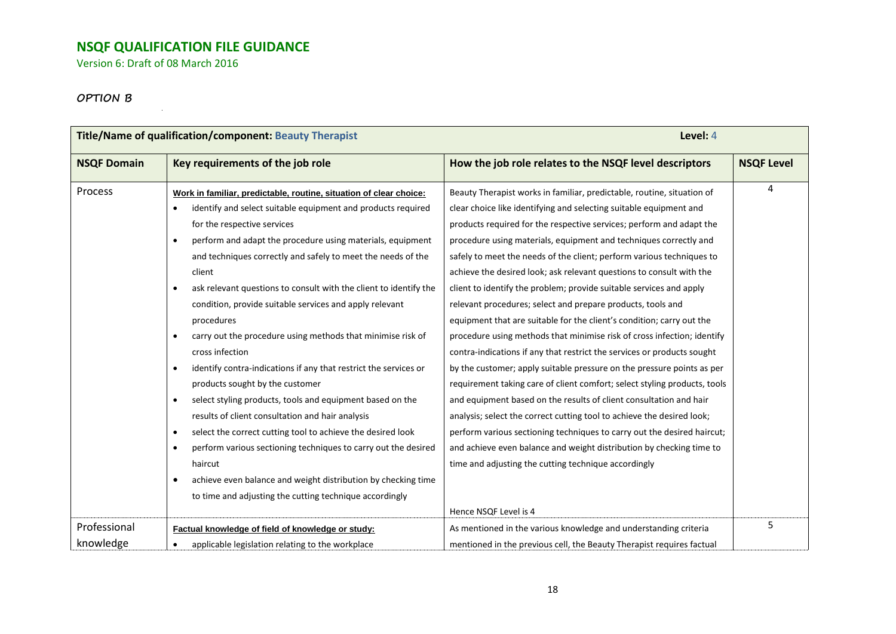# NSQF QUALIFICATION FILE GUIDANCE

Version 6: Draft of 08 March 2016

***OPTION B***

| Title/Name of qualification/component: Beauty Therapist | | Level: 4 | |
|---|---|---|---|
| **NSQF Domain** | **Key requirements of the job role** | **How the job role relates to the NSQF level descriptors** | **NSQF Level** |
| Process | **Work in familiar, predictable, routine, situation of clear choice:**<br>• identify and select suitable equipment and products required for the respective services<br>• perform and adapt the procedure using materials, equipment and techniques correctly and safely to meet the needs of the client<br>• ask relevant questions to consult with the client to identify the condition, provide suitable services and apply relevant procedures<br>• carry out the procedure using methods that minimise risk of cross infection<br>• identify contra-indications if any that restrict the services or products sought by the customer<br>• select styling products, tools and equipment based on the results of client consultation and hair analysis<br>• select the correct cutting tool to achieve the desired look<br>• perform various sectioning techniques to carry out the desired haircut<br>• achieve even balance and weight distribution by checking time to time and adjusting the cutting technique accordingly | Beauty Therapist works in familiar, predictable, routine, situation of clear choice like identifying and selecting suitable equipment and products required for the respective services; perform and adapt the procedure using materials, equipment and techniques correctly and safely to meet the needs of the client; perform various techniques to achieve the desired look; ask relevant questions to consult with the client to identify the problem; provide suitable services and apply relevant procedures; select and prepare products, tools and equipment that are suitable for the client's condition; carry out the procedure using methods that minimise risk of cross infection; identify contra-indications if any that restrict the services or products sought by the customer; apply suitable pressure on the pressure points as per requirement taking care of client comfort; select styling products, tools and equipment based on the results of client consultation and hair analysis; select the correct cutting tool to achieve the desired look; perform various sectioning techniques to carry out the desired haircut; and achieve even balance and weight distribution by checking time to time and adjusting the cutting technique accordingly<br><br>Hence NSQF Level is 4 | 4 |
| Professional knowledge | **Factual knowledge of field of knowledge or study:**<br>• applicable legislation relating to the workplace | As mentioned in the various knowledge and understanding criteria mentioned in the previous cell, the Beauty Therapist requires factual | 5 |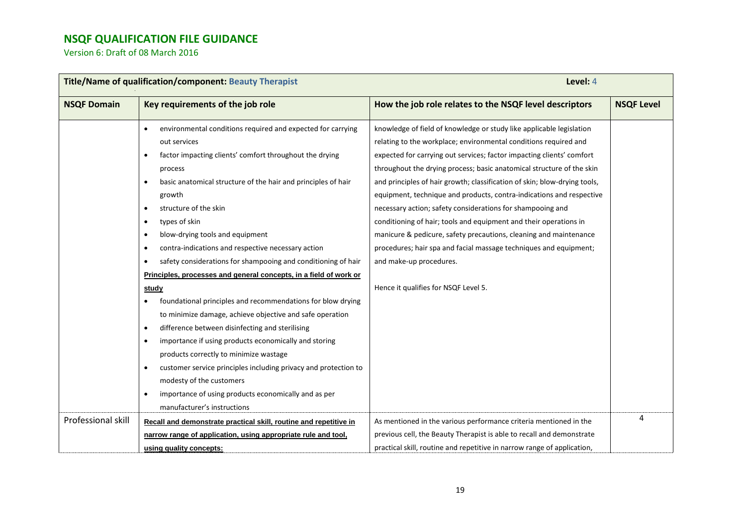# NSQF QUALIFICATION FILE GUIDANCE

Version 6: Draft of 08 March 2016

| **Title/Name of qualification/component: Beauty Therapist** | | **Level: 4** | |
|---|---|---|---|
| **NSQF Domain** | **Key requirements of the job role** | **How the job role relates to the NSQF level descriptors** | **NSQF Level** |
| | • environmental conditions required and expected for carrying out services<br>• factor impacting clients' comfort throughout the drying process<br>• basic anatomical structure of the hair and principles of hair growth<br>• structure of the skin<br>• types of skin<br>• blow-drying tools and equipment<br>• contra-indications and respective necessary action<br>• safety considerations for shampooing and conditioning of hair<br>**<u>Principles, processes and general concepts, in a field of work or study</u>**<br>• foundational principles and recommendations for blow drying to minimize damage, achieve objective and safe operation<br>• difference between disinfecting and sterilising<br>• importance if using products economically and storing products correctly to minimize wastage<br>• customer service principles including privacy and protection to modesty of the customers<br>• importance of using products economically and as per manufacturer's instructions | knowledge of field of knowledge or study like applicable legislation relating to the workplace; environmental conditions required and expected for carrying out services; factor impacting clients' comfort throughout the drying process; basic anatomical structure of the skin and principles of hair growth; classification of skin; blow-drying tools, equipment, technique and products, contra-indications and respective necessary action; safety considerations for shampooing and conditioning of hair; tools and equipment and their operations in manicure & pedicure, safety precautions, cleaning and maintenance procedures; hair spa and facial massage techniques and equipment; and make-up procedures.<br><br>Hence it qualifies for NSQF Level 5. | |
| Professional skill | **<u>Recall and demonstrate practical skill, routine and repetitive in narrow range of application, using appropriate rule and tool, using quality concepts:</u>** | As mentioned in the various performance criteria mentioned in the previous cell, the Beauty Therapist is able to recall and demonstrate practical skill, routine and repetitive in narrow range of application, | 4 |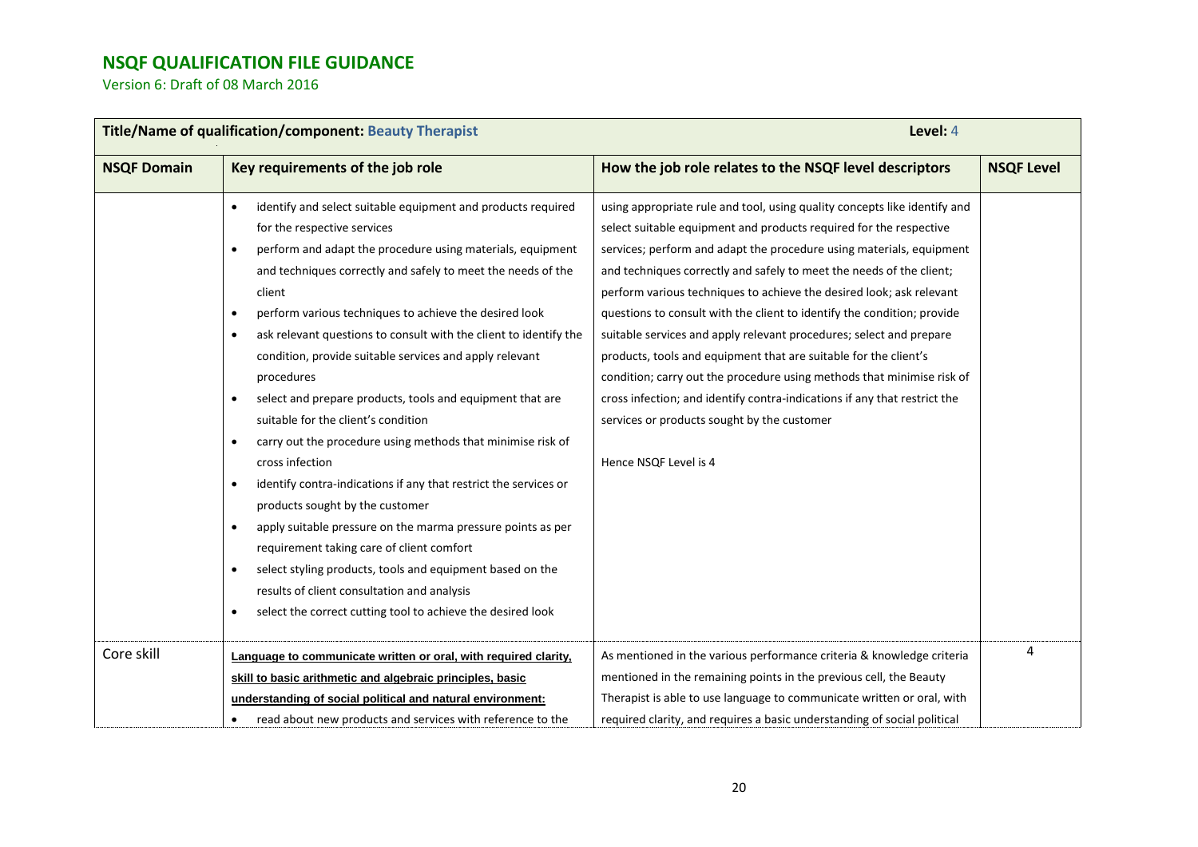## NSQF QUALIFICATION FILE GUIDANCE

Version 6: Draft of 08 March 2016

| Title/Name of qualification/component: Beauty Therapist | | Level: 4 | |
|---|---|---|---|
| **NSQF Domain** | **Key requirements of the job role** | **How the job role relates to the NSQF level descriptors** | **NSQF Level** |
| | • identify and select suitable equipment and products required for the respective services<br>• perform and adapt the procedure using materials, equipment and techniques correctly and safely to meet the needs of the client<br>• perform various techniques to achieve the desired look<br>• ask relevant questions to consult with the client to identify the condition, provide suitable services and apply relevant procedures<br>• select and prepare products, tools and equipment that are suitable for the client's condition<br>• carry out the procedure using methods that minimise risk of cross infection<br>• identify contra-indications if any that restrict the services or products sought by the customer<br>• apply suitable pressure on the marma pressure points as per requirement taking care of client comfort<br>• select styling products, tools and equipment based on the results of client consultation and analysis<br>• select the correct cutting tool to achieve the desired look | using appropriate rule and tool, using quality concepts like identify and select suitable equipment and products required for the respective services; perform and adapt the procedure using materials, equipment and techniques correctly and safely to meet the needs of the client; perform various techniques to achieve the desired look; ask relevant questions to consult with the client to identify the condition; provide suitable services and apply relevant procedures; select and prepare products, tools and equipment that are suitable for the client's condition; carry out the procedure using methods that minimise risk of cross infection; and identify contra-indications if any that restrict the services or products sought by the customer<br><br>Hence NSQF Level is 4 | |
| Core skill | **Language to communicate written or oral, with required clarity, skill to basic arithmetic and algebraic principles, basic understanding of social political and natural environment:**<br>• read about new products and services with reference to the | As mentioned in the various performance criteria & knowledge criteria mentioned in the remaining points in the previous cell, the Beauty Therapist is able to use language to communicate written or oral, with required clarity, and requires a basic understanding of social political | 4 |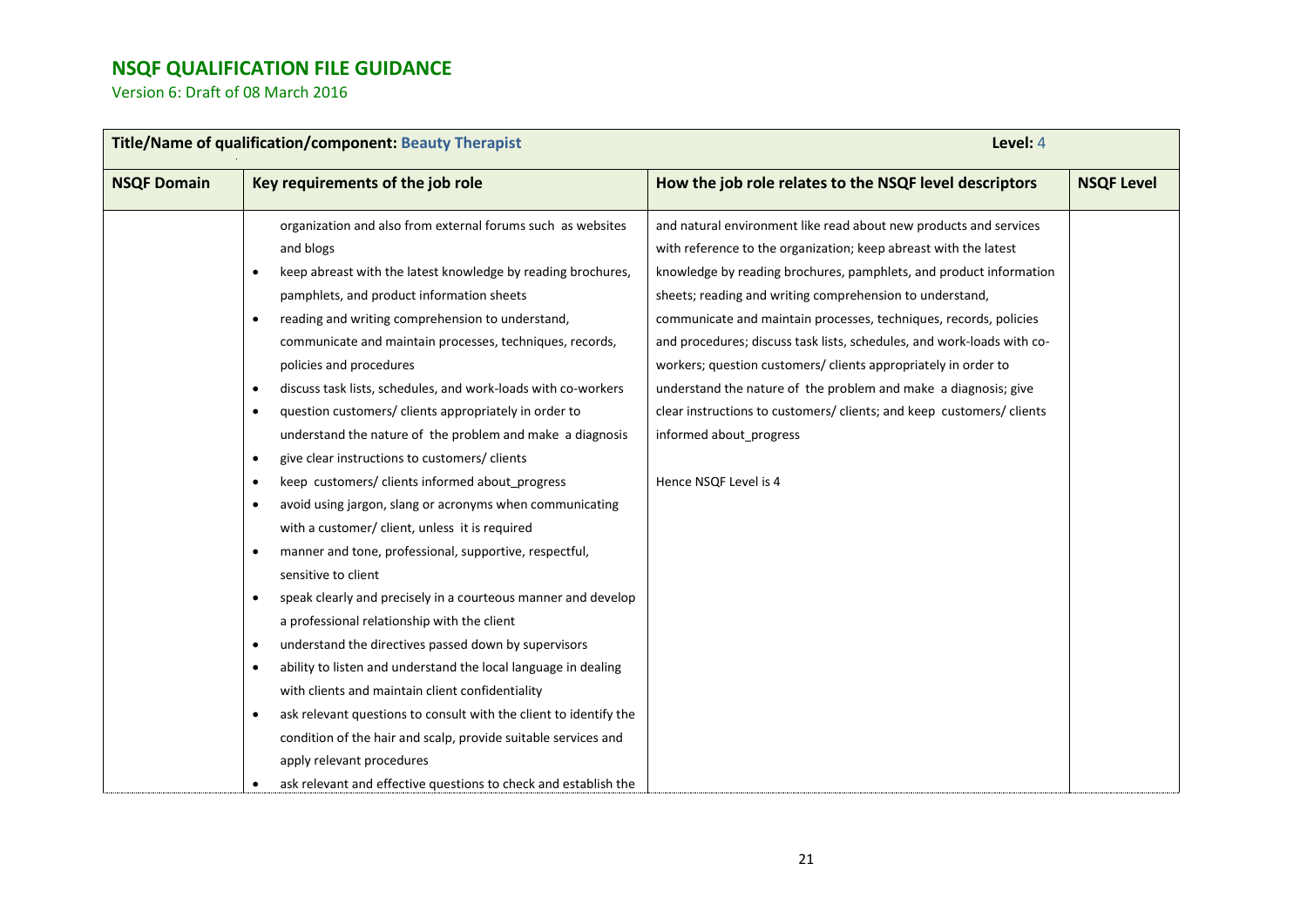# NSQF QUALIFICATION FILE GUIDANCE

Version 6: Draft of 08 March 2016

| **Title/Name of qualification/component: Beauty Therapist** | | **Level: 4** | |
|---|---|---|---|
| **NSQF Domain** | **Key requirements of the job role** | **How the job role relates to the NSQF level descriptors** | **NSQF Level** |
| | organization and also from external forums such as websites and blogs<br>• keep abreast with the latest knowledge by reading brochures, pamphlets, and product information sheets<br>• reading and writing comprehension to understand, communicate and maintain processes, techniques, records, policies and procedures<br>• discuss task lists, schedules, and work-loads with co-workers<br>• question customers/ clients appropriately in order to understand the nature of the problem and make a diagnosis<br>• give clear instructions to customers/ clients<br>• keep customers/ clients informed about_progress<br>• avoid using jargon, slang or acronyms when communicating with a customer/ client, unless it is required<br>• manner and tone, professional, supportive, respectful, sensitive to client<br>• speak clearly and precisely in a courteous manner and develop a professional relationship with the client<br>• understand the directives passed down by supervisors<br>• ability to listen and understand the local language in dealing with clients and maintain client confidentiality<br>• ask relevant questions to consult with the client to identify the condition of the hair and scalp, provide suitable services and apply relevant procedures<br>• ask relevant and effective questions to check and establish the | and natural environment like read about new products and services with reference to the organization; keep abreast with the latest knowledge by reading brochures, pamphlets, and product information sheets; reading and writing comprehension to understand, communicate and maintain processes, techniques, records, policies and procedures; discuss task lists, schedules, and work-loads with co-workers; question customers/ clients appropriately in order to understand the nature of the problem and make a diagnosis; give clear instructions to customers/ clients; and keep customers/ clients informed about_progress<br><br>Hence NSQF Level is 4 | |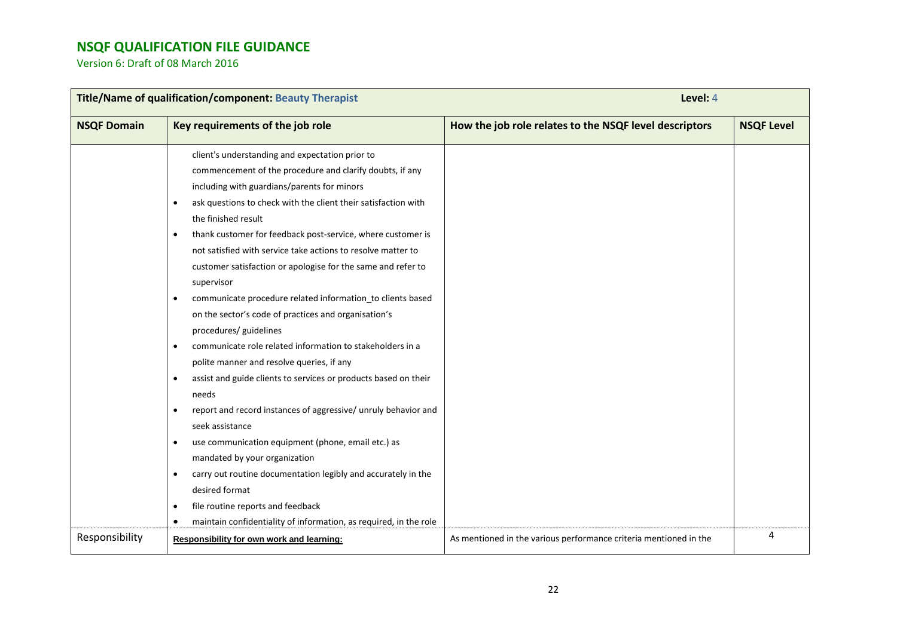| Title/Name of qualification/component: Beauty Therapist | | Level: 4 | |
|---|---|---|---|
| **NSQF Domain** | **Key requirements of the job role** | **How the job role relates to the NSQF level descriptors** | **NSQF Level** |
| | client's understanding and expectation prior to commencement of the procedure and clarify doubts, if any including with guardians/parents for minors<br>• ask questions to check with the client their satisfaction with the finished result<br>• thank customer for feedback post-service, where customer is not satisfied with service take actions to resolve matter to customer satisfaction or apologise for the same and refer to supervisor<br>• communicate procedure related information_to clients based on the sector's code of practices and organisation's procedures/ guidelines<br>• communicate role related information to stakeholders in a polite manner and resolve queries, if any<br>• assist and guide clients to services or products based on their needs<br>• report and record instances of aggressive/ unruly behavior and seek assistance<br>• use communication equipment (phone, email etc.) as mandated by your organization<br>• carry out routine documentation legibly and accurately in the desired format<br>• file routine reports and feedback<br>• maintain confidentiality of information, as required, in the role | | |
| Responsibility | **Responsibility for own work and learning:** | As mentioned in the various performance criteria mentioned in the | 4 |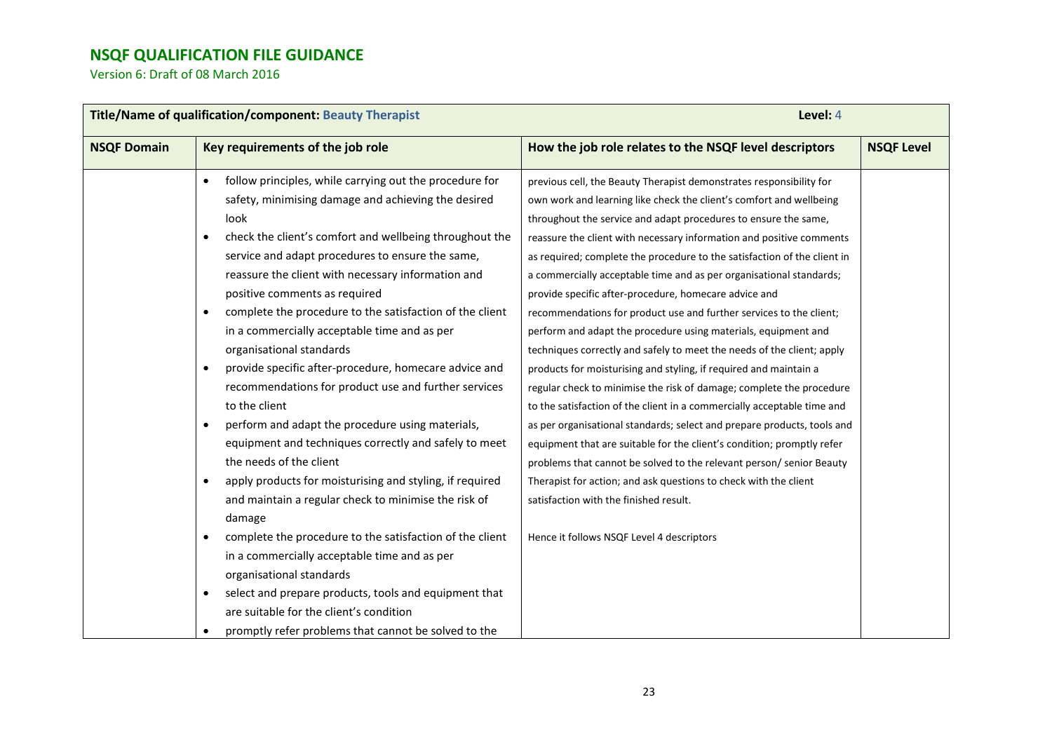# NSQF QUALIFICATION FILE GUIDANCE

Version 6: Draft of 08 March 2016

| **Title/Name of qualification/component: Beauty Therapist** | | **Level: 4** | |
|---|---|---|---|
| **NSQF Domain** | **Key requirements of the job role** | **How the job role relates to the NSQF level descriptors** | **NSQF Level** |
| | • follow principles, while carrying out the procedure for safety, minimising damage and achieving the desired look<br>• check the client's comfort and wellbeing throughout the service and adapt procedures to ensure the same, reassure the client with necessary information and positive comments as required<br>• complete the procedure to the satisfaction of the client in a commercially acceptable time and as per organisational standards<br>• provide specific after-procedure, homecare advice and recommendations for product use and further services to the client<br>• perform and adapt the procedure using materials, equipment and techniques correctly and safely to meet the needs of the client<br>• apply products for moisturising and styling, if required and maintain a regular check to minimise the risk of damage<br>• complete the procedure to the satisfaction of the client in a commercially acceptable time and as per organisational standards<br>• select and prepare products, tools and equipment that are suitable for the client's condition<br>• promptly refer problems that cannot be solved to the | previous cell, the Beauty Therapist demonstrates responsibility for own work and learning like check the client's comfort and wellbeing throughout the service and adapt procedures to ensure the same, reassure the client with necessary information and positive comments as required; complete the procedure to the satisfaction of the client in a commercially acceptable time and as per organisational standards; provide specific after-procedure, homecare advice and recommendations for product use and further services to the client; perform and adapt the procedure using materials, equipment and techniques correctly and safely to meet the needs of the client; apply products for moisturising and styling, if required and maintain a regular check to minimise the risk of damage; complete the procedure to the satisfaction of the client in a commercially acceptable time and as per organisational standards; select and prepare products, tools and equipment that are suitable for the client's condition; promptly refer problems that cannot be solved to the relevant person/ senior Beauty Therapist for action; and ask questions to check with the client satisfaction with the finished result.<br><br>Hence it follows NSQF Level 4 descriptors | |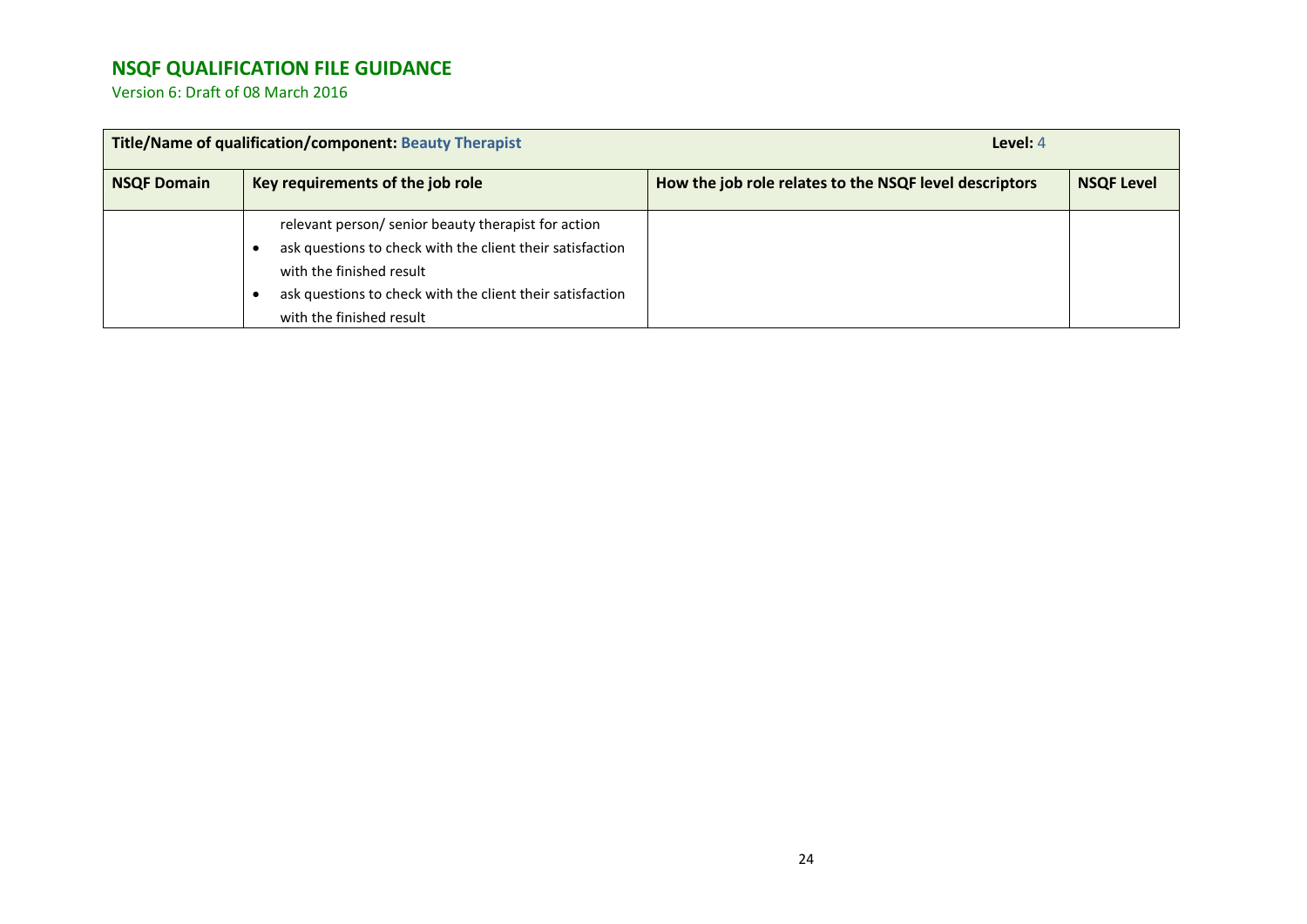## NSQF QUALIFICATION FILE GUIDANCE

Version 6: Draft of 08 March 2016

| Title/Name of qualification/component: Beauty Therapist | | Level: 4 | |
|---|---|---|---|
| **NSQF Domain** | **Key requirements of the job role** | **How the job role relates to the NSQF level descriptors** | **NSQF Level** |
| | relevant person/ senior beauty therapist for action<br>• ask questions to check with the client their satisfaction with the finished result<br>• ask questions to check with the client their satisfaction with the finished result | | |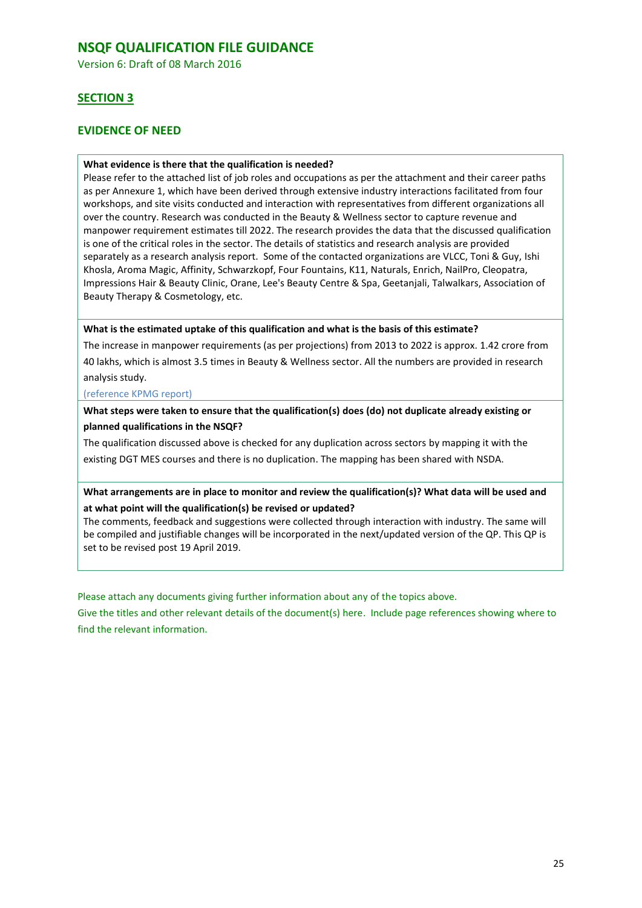## NSQF QUALIFICATION FILE GUIDANCE

Version 6: Draft of 08 March 2016

### SECTION 3

### EVIDENCE OF NEED

**What evidence is there that the qualification is needed?**

Please refer to the attached list of job roles and occupations as per the attachment and their career paths as per Annexure 1, which have been derived through extensive industry interactions facilitated from four workshops, and site visits conducted and interaction with representatives from different organizations all over the country. Research was conducted in the Beauty & Wellness sector to capture revenue and manpower requirement estimates till 2022. The research provides the data that the discussed qualification is one of the critical roles in the sector. The details of statistics and research analysis are provided separately as a research analysis report. Some of the contacted organizations are VLCC, Toni & Guy, Ishi Khosla, Aroma Magic, Affinity, Schwarzkopf, Four Fountains, K11, Naturals, Enrich, NailPro, Cleopatra, Impressions Hair & Beauty Clinic, Orane, Lee's Beauty Centre & Spa, Geetanjali, Talwalkars, Association of Beauty Therapy & Cosmetology, etc.

**What is the estimated uptake of this qualification and what is the basis of this estimate?**

The increase in manpower requirements (as per projections) from 2013 to 2022 is approx. 1.42 crore from 40 lakhs, which is almost 3.5 times in Beauty & Wellness sector. All the numbers are provided in research analysis study.

(reference KPMG report)

**What steps were taken to ensure that the qualification(s) does (do) not duplicate already existing or planned qualifications in the NSQF?**

The qualification discussed above is checked for any duplication across sectors by mapping it with the existing DGT MES courses and there is no duplication. The mapping has been shared with NSDA.

**What arrangements are in place to monitor and review the qualification(s)? What data will be used and at what point will the qualification(s) be revised or updated?**

The comments, feedback and suggestions were collected through interaction with industry. The same will be compiled and justifiable changes will be incorporated in the next/updated version of the QP. This QP is set to be revised post 19 April 2019.

Please attach any documents giving further information about any of the topics above.

Give the titles and other relevant details of the document(s) here. Include page references showing where to find the relevant information.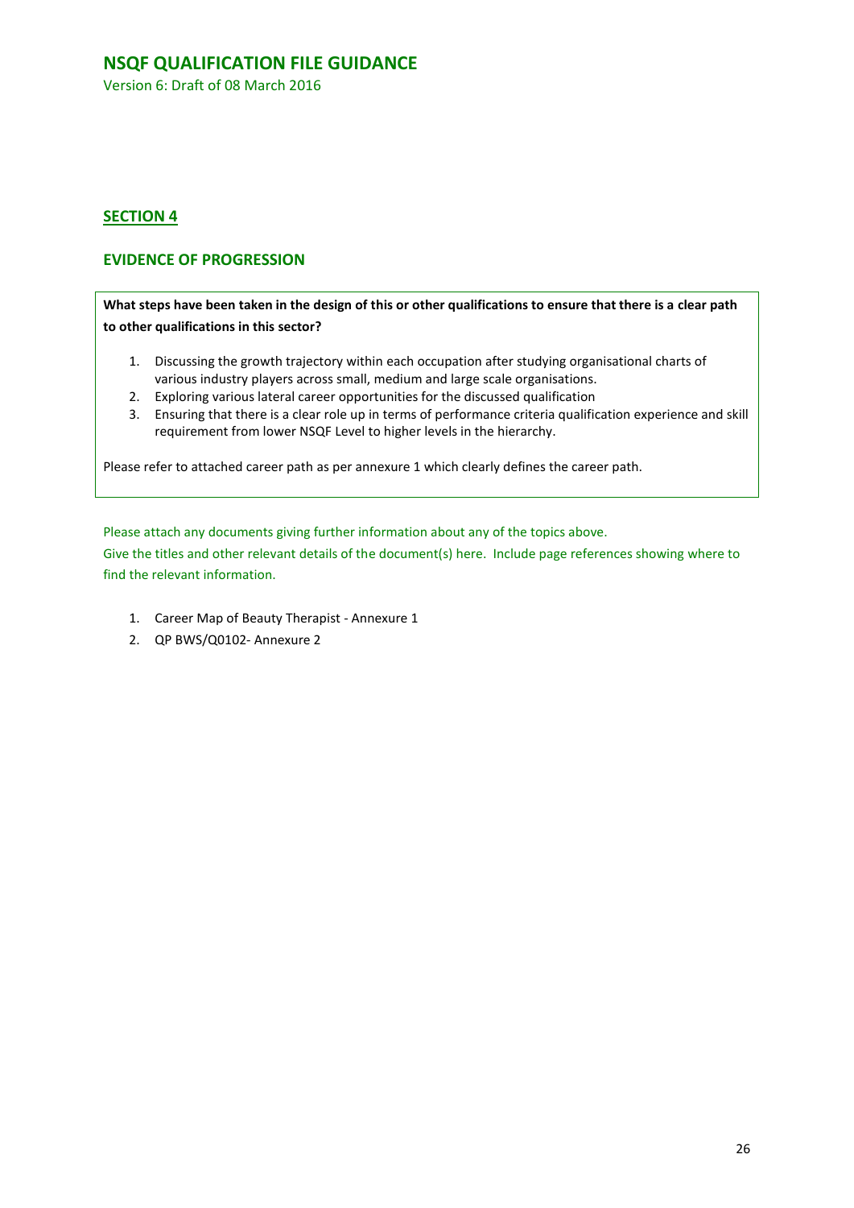## SECTION 4

## EVIDENCE OF PROGRESSION

**What steps have been taken in the design of this or other qualifications to ensure that there is a clear path to other qualifications in this sector?**

1. Discussing the growth trajectory within each occupation after studying organisational charts of various industry players across small, medium and large scale organisations.
2. Exploring various lateral career opportunities for the discussed qualification
3. Ensuring that there is a clear role up in terms of performance criteria qualification experience and skill requirement from lower NSQF Level to higher levels in the hierarchy.

Please refer to attached career path as per annexure 1 which clearly defines the career path.

Please attach any documents giving further information about any of the topics above.
Give the titles and other relevant details of the document(s) here. Include page references showing where to find the relevant information.

1. Career Map of Beauty Therapist - Annexure 1
2. QP BWS/Q0102- Annexure 2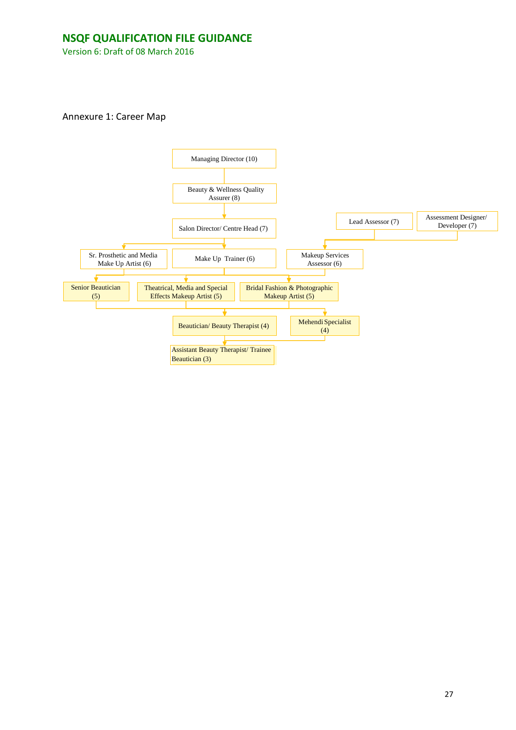Annexure 1: Career Map

Managing Director (10)

Beauty & Wellness Quality Assurer (8)

Salon Director/ Centre Head (7)

Lead Assessor (7)

Assessment Designer/ Developer (7)

Sr. Prosthetic and Media Make Up Artist (6)

Make Up Trainer (6)

Makeup Services Assessor (6)

Senior Beautician (5)

Theatrical, Media and Special Effects Makeup Artist (5)

Bridal Fashion & Photographic Makeup Artist (5)

Beautician/ Beauty Therapist (4)

Mehendi Specialist (4)

Assistant Beauty Therapist/ Trainee Beautician (3)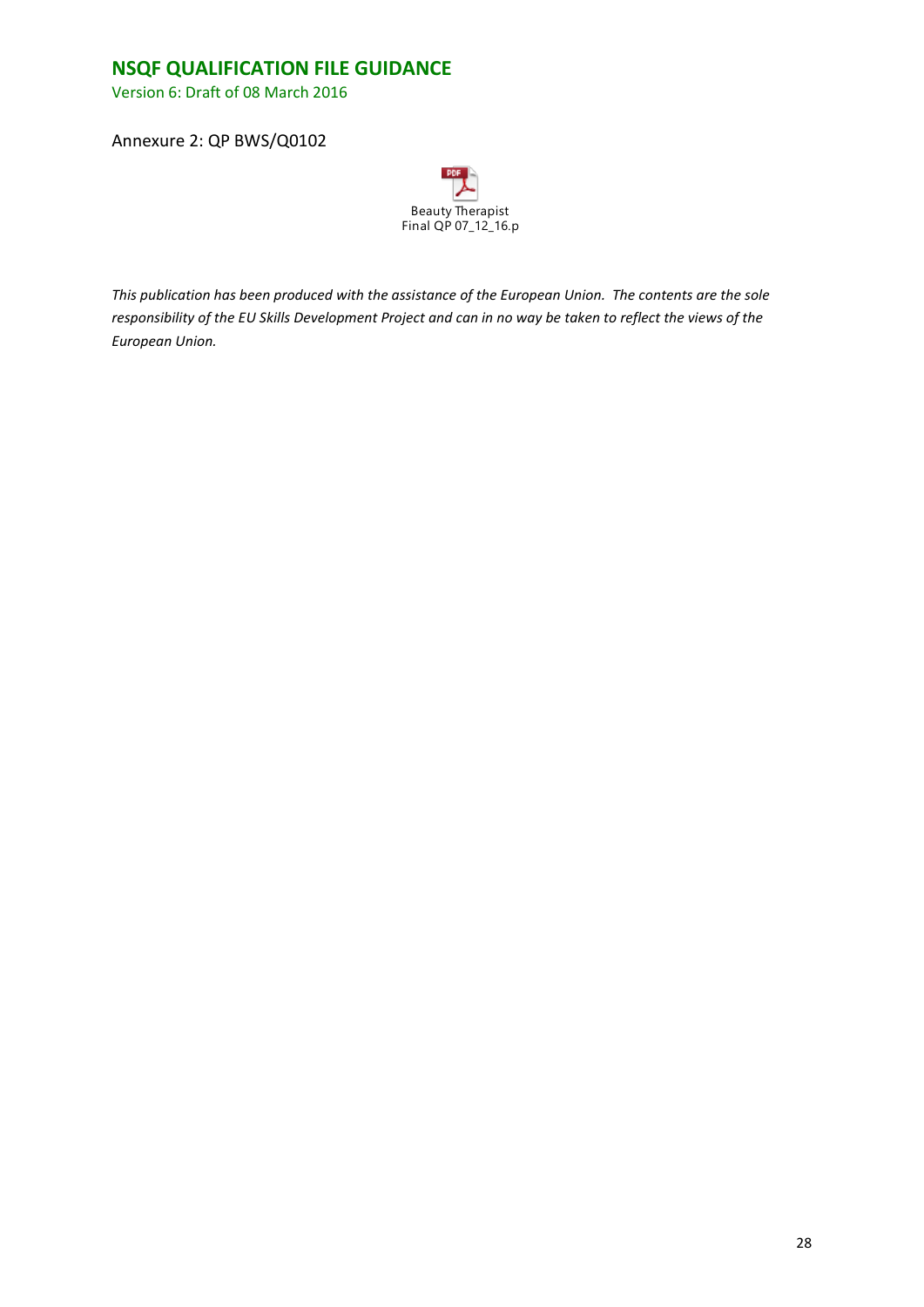Annexure 2: QP BWS/Q0102

Beauty Therapist
Final QP 07_12_16.p

*This publication has been produced with the assistance of the European Union. The contents are the sole responsibility of the EU Skills Development Project and can in no way be taken to reflect the views of the European Union.*